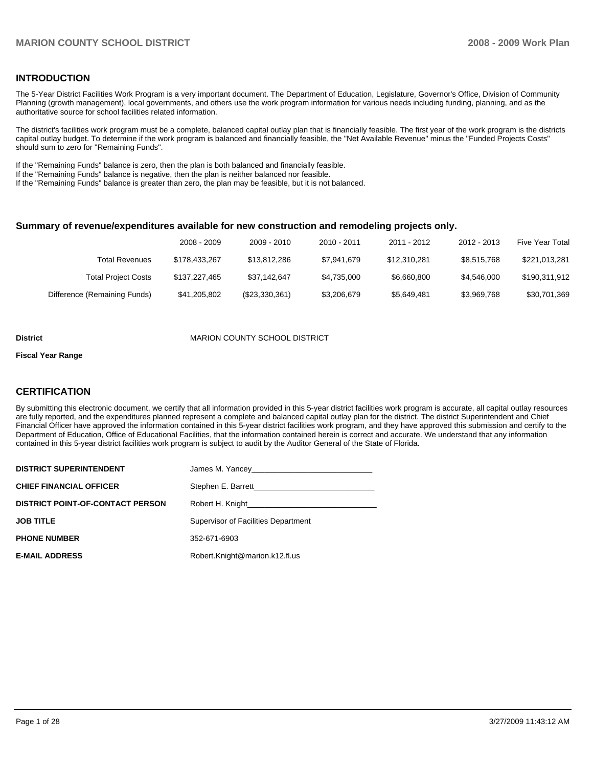## INTRODUCTION

The 5-Year District Facilities Work Program is a very important document. The Department of Education, Legislature, Governor's Office, Division of Community Planning (growth management), local governments, and others use the work program information for various needs including funding, planning, and as the authoritative source for school facilities related information.

The district's facilities work program must be a complete, balanced capital outlay plan that is financially feasible. The first year of the work program is the districts capital outlay budget. To determine if the work program is balanced and financially feasible, the "Net Available Revenue" minus the "Funded Projects Costs" should sum to zero for "Remaining Funds".

If the "Remaining Funds" balance is zero, then the plan is both balanced and financially feasible.
If the "Remaining Funds" balance is negative, then the plan is neither balanced nor feasible.
If the "Remaining Funds" balance is greater than zero, the plan may be feasible, but it is not balanced.

### Summary of revenue/expenditures available for new construction and remodeling projects only.

| | 2008 - 2009 | 2009 - 2010 | 2010 - 2011 | 2011 - 2012 | 2012 - 2013 | Five Year Total |
|---|---|---|---|---|---|---|
| Total Revenues | $178,433,267 | $13,812,286 | $7,941,679 | $12,310,281 | $8,515,768 | $221,013,281 |
| Total Project Costs | $137,227,465 | $37,142,647 | $4,735,000 | $6,660,800 | $4,546,000 | $190,311,912 |
| Difference (Remaining Funds) | $41,205,802 | ($23,330,361) | $3,206,679 | $5,649,481 | $3,969,768 | $30,701,369 |

**District** MARION COUNTY SCHOOL DISTRICT

**Fiscal Year Range**

## CERTIFICATION

By submitting this electronic document, we certify that all information provided in this 5-year district facilities work program is accurate, all capital outlay resources are fully reported, and the expenditures planned represent a complete and balanced capital outlay plan for the district. The district Superintendent and Chief Financial Officer have approved the information contained in this 5-year district facilities work program, and they have approved this submission and certify to the Department of Education, Office of Educational Facilities, that the information contained herein is correct and accurate. We understand that any information contained in this 5-year district facilities work program is subject to audit by the Auditor General of the State of Florida.

| | |
|---|---|
| **DISTRICT SUPERINTENDENT** | James M. Yancey |
| **CHIEF FINANCIAL OFFICER** | Stephen E. Barrett |
| **DISTRICT POINT-OF-CONTACT PERSON** | Robert H. Knight |
| **JOB TITLE** | Supervisor of Facilities Department |
| **PHONE NUMBER** | 352-671-6903 |
| **E-MAIL ADDRESS** | Robert.Knight@marion.k12.fl.us |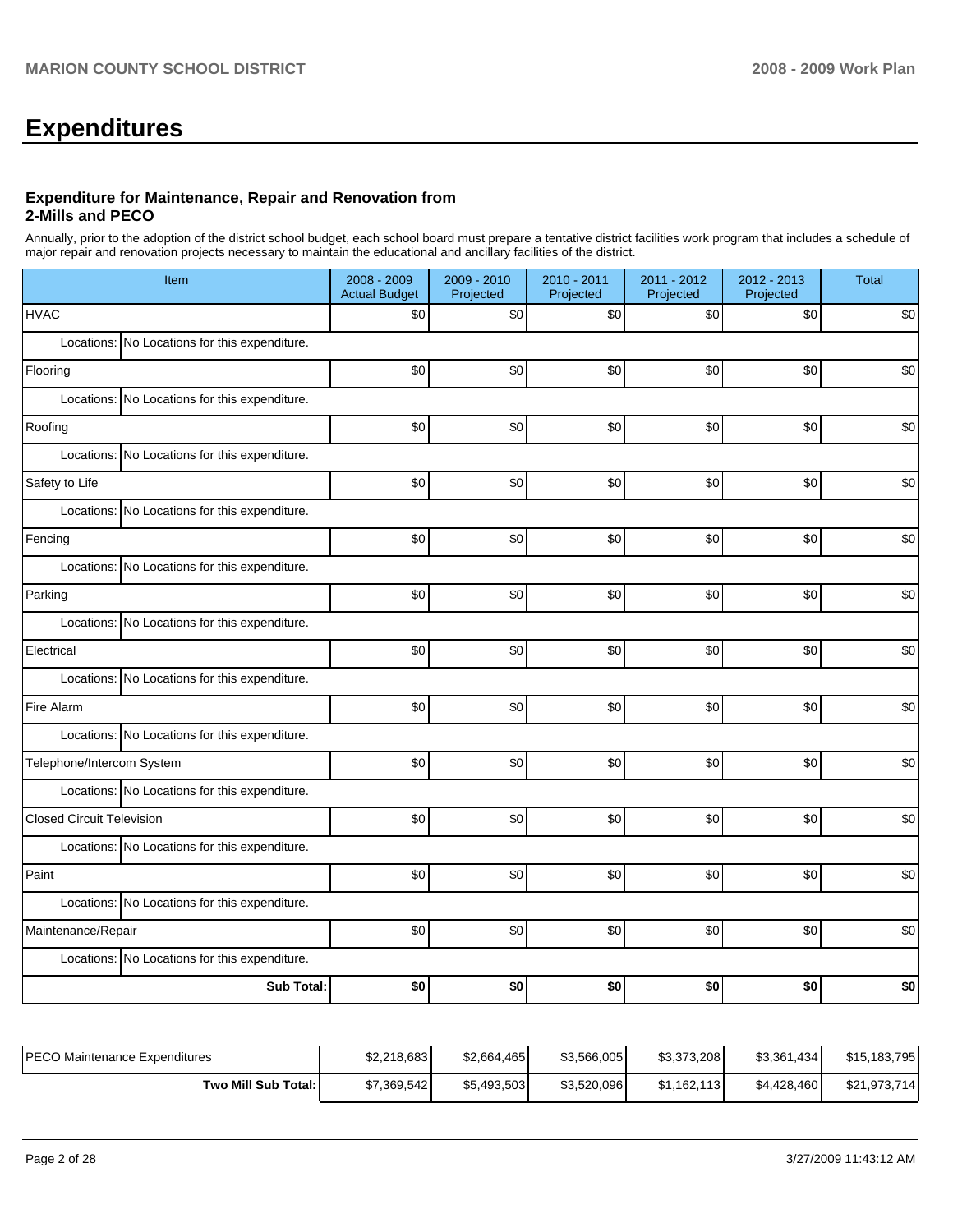# Expenditures

### Expenditure for Maintenance, Repair and Renovation from 2-Mills and PECO

Annually, prior to the adoption of the district school budget, each school board must prepare a tentative district facilities work program that includes a schedule of major repair and renovation projects necessary to maintain the educational and ancillary facilities of the district.

| Item | 2008 - 2009 Actual Budget | 2009 - 2010 Projected | 2010 - 2011 Projected | 2011 - 2012 Projected | 2012 - 2013 Projected | Total |
|---|---|---|---|---|---|---|
| HVAC | $0 | $0 | $0 | $0 | $0 | $0 |
| Locations: No Locations for this expenditure. | | | | | | |
| Flooring | $0 | $0 | $0 | $0 | $0 | $0 |
| Locations: No Locations for this expenditure. | | | | | | |
| Roofing | $0 | $0 | $0 | $0 | $0 | $0 |
| Locations: No Locations for this expenditure. | | | | | | |
| Safety to Life | $0 | $0 | $0 | $0 | $0 | $0 |
| Locations: No Locations for this expenditure. | | | | | | |
| Fencing | $0 | $0 | $0 | $0 | $0 | $0 |
| Locations: No Locations for this expenditure. | | | | | | |
| Parking | $0 | $0 | $0 | $0 | $0 | $0 |
| Locations: No Locations for this expenditure. | | | | | | |
| Electrical | $0 | $0 | $0 | $0 | $0 | $0 |
| Locations: No Locations for this expenditure. | | | | | | |
| Fire Alarm | $0 | $0 | $0 | $0 | $0 | $0 |
| Locations: No Locations for this expenditure. | | | | | | |
| Telephone/Intercom System | $0 | $0 | $0 | $0 | $0 | $0 |
| Locations: No Locations for this expenditure. | | | | | | |
| Closed Circuit Television | $0 | $0 | $0 | $0 | $0 | $0 |
| Locations: No Locations for this expenditure. | | | | | | |
| Paint | $0 | $0 | $0 | $0 | $0 | $0 |
| Locations: No Locations for this expenditure. | | | | | | |
| Maintenance/Repair | $0 | $0 | $0 | $0 | $0 | $0 |
| Locations: No Locations for this expenditure. | | | | | | |
| **Sub Total:** | **$0** | **$0** | **$0** | **$0** | **$0** | **$0** |

| | | | | | | |
|---|---|---|---|---|---|---|
| PECO Maintenance Expenditures | $2,218,683 | $2,664,465 | $3,566,005 | $3,373,208 | $3,361,434 | $15,183,795 |
| **Two Mill Sub Total:** | $7,369,542 | $5,493,503 | $3,520,096 | $1,162,113 | $4,428,460 | $21,973,714 |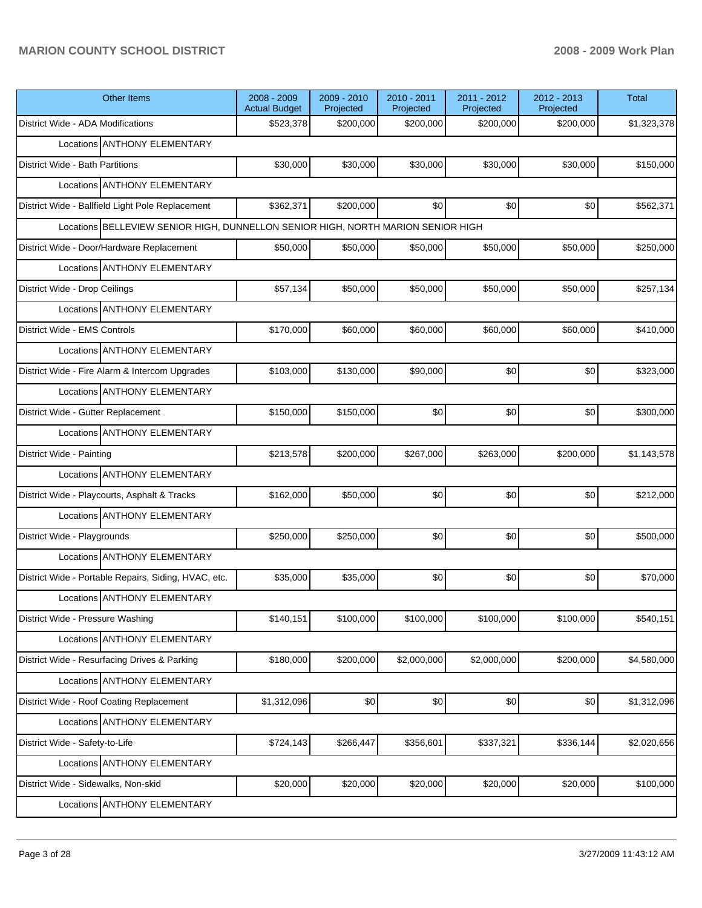| Other Items | 2008 - 2009 Actual Budget | 2009 - 2010 Projected | 2010 - 2011 Projected | 2011 - 2012 Projected | 2012 - 2013 Projected | Total |
|---|---|---|---|---|---|---|
| District Wide - ADA Modifications | $523,378 | $200,000 | $200,000 | $200,000 | $200,000 | $1,323,378 |
| Locations ANTHONY ELEMENTARY | | | | | | |
| District Wide - Bath Partitions | $30,000 | $30,000 | $30,000 | $30,000 | $30,000 | $150,000 |
| Locations ANTHONY ELEMENTARY | | | | | | |
| District Wide - Ballfield Light Pole Replacement | $362,371 | $200,000 | $0 | $0 | $0 | $562,371 |
| Locations BELLEVIEW SENIOR HIGH, DUNNELLON SENIOR HIGH, NORTH MARION SENIOR HIGH | | | | | | |
| District Wide - Door/Hardware Replacement | $50,000 | $50,000 | $50,000 | $50,000 | $50,000 | $250,000 |
| Locations ANTHONY ELEMENTARY | | | | | | |
| District Wide - Drop Ceilings | $57,134 | $50,000 | $50,000 | $50,000 | $50,000 | $257,134 |
| Locations ANTHONY ELEMENTARY | | | | | | |
| District Wide - EMS Controls | $170,000 | $60,000 | $60,000 | $60,000 | $60,000 | $410,000 |
| Locations ANTHONY ELEMENTARY | | | | | | |
| District Wide - Fire Alarm & Intercom Upgrades | $103,000 | $130,000 | $90,000 | $0 | $0 | $323,000 |
| Locations ANTHONY ELEMENTARY | | | | | | |
| District Wide - Gutter Replacement | $150,000 | $150,000 | $0 | $0 | $0 | $300,000 |
| Locations ANTHONY ELEMENTARY | | | | | | |
| District Wide - Painting | $213,578 | $200,000 | $267,000 | $263,000 | $200,000 | $1,143,578 |
| Locations ANTHONY ELEMENTARY | | | | | | |
| District Wide - Playcourts, Asphalt & Tracks | $162,000 | $50,000 | $0 | $0 | $0 | $212,000 |
| Locations ANTHONY ELEMENTARY | | | | | | |
| District Wide - Playgrounds | $250,000 | $250,000 | $0 | $0 | $0 | $500,000 |
| Locations ANTHONY ELEMENTARY | | | | | | |
| District Wide - Portable Repairs, Siding, HVAC, etc. | $35,000 | $35,000 | $0 | $0 | $0 | $70,000 |
| Locations ANTHONY ELEMENTARY | | | | | | |
| District Wide - Pressure Washing | $140,151 | $100,000 | $100,000 | $100,000 | $100,000 | $540,151 |
| Locations ANTHONY ELEMENTARY | | | | | | |
| District Wide - Resurfacing Drives & Parking | $180,000 | $200,000 | $2,000,000 | $2,000,000 | $200,000 | $4,580,000 |
| Locations ANTHONY ELEMENTARY | | | | | | |
| District Wide - Roof Coating Replacement | $1,312,096 | $0 | $0 | $0 | $0 | $1,312,096 |
| Locations ANTHONY ELEMENTARY | | | | | | |
| District Wide - Safety-to-Life | $724,143 | $266,447 | $356,601 | $337,321 | $336,144 | $2,020,656 |
| Locations ANTHONY ELEMENTARY | | | | | | |
| District Wide - Sidewalks, Non-skid | $20,000 | $20,000 | $20,000 | $20,000 | $20,000 | $100,000 |
| Locations ANTHONY ELEMENTARY | | | | | | |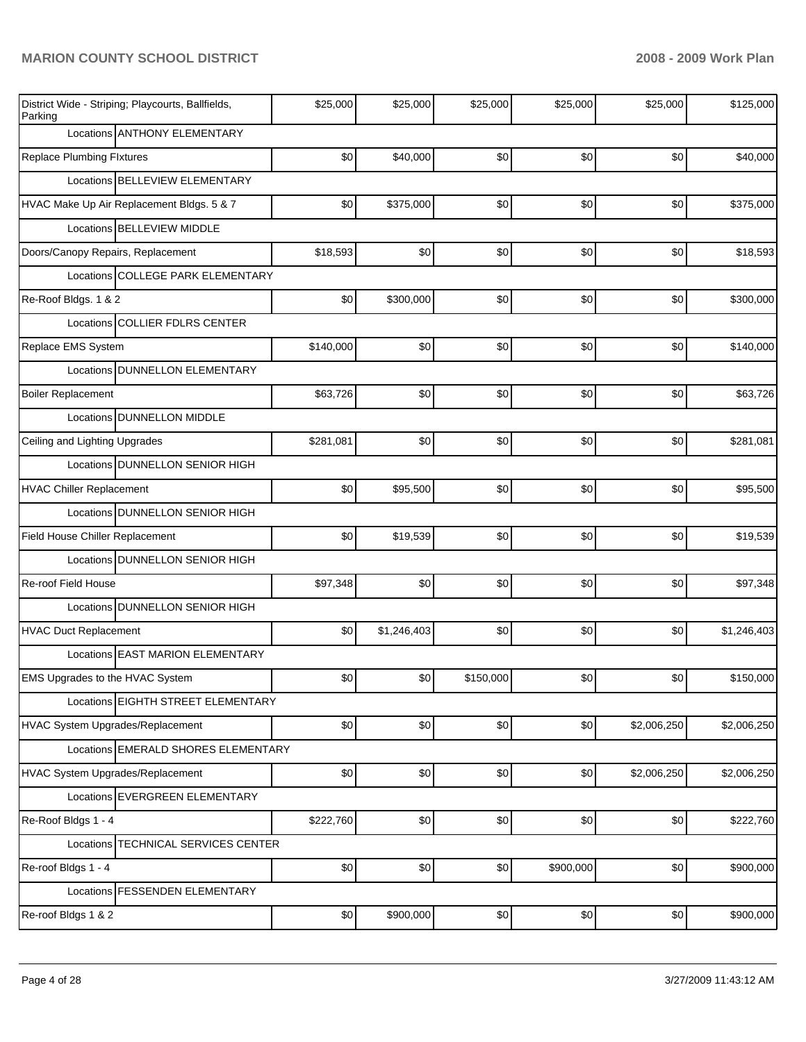| | | | | | | |
|---|---|---|---|---|---|---|
| District Wide - Striping; Playcourts, Ballfields, Parking | $25,000 | $25,000 | $25,000 | $25,000 | $25,000 | $125,000 |
| Locations ANTHONY ELEMENTARY | | | | | | |
| Replace Plumbing FIxtures | $0 | $40,000 | $0 | $0 | $0 | $40,000 |
| Locations BELLEVIEW ELEMENTARY | | | | | | |
| HVAC Make Up Air Replacement Bldgs. 5 & 7 | $0 | $375,000 | $0 | $0 | $0 | $375,000 |
| Locations BELLEVIEW MIDDLE | | | | | | |
| Doors/Canopy Repairs, Replacement | $18,593 | $0 | $0 | $0 | $0 | $18,593 |
| Locations COLLEGE PARK ELEMENTARY | | | | | | |
| Re-Roof Bldgs. 1 & 2 | $0 | $300,000 | $0 | $0 | $0 | $300,000 |
| Locations COLLIER FDLRS CENTER | | | | | | |
| Replace EMS System | $140,000 | $0 | $0 | $0 | $0 | $140,000 |
| Locations DUNNELLON ELEMENTARY | | | | | | |
| Boiler Replacement | $63,726 | $0 | $0 | $0 | $0 | $63,726 |
| Locations DUNNELLON MIDDLE | | | | | | |
| Ceiling and Lighting Upgrades | $281,081 | $0 | $0 | $0 | $0 | $281,081 |
| Locations DUNNELLON SENIOR HIGH | | | | | | |
| HVAC Chiller Replacement | $0 | $95,500 | $0 | $0 | $0 | $95,500 |
| Locations DUNNELLON SENIOR HIGH | | | | | | |
| Field House Chiller Replacement | $0 | $19,539 | $0 | $0 | $0 | $19,539 |
| Locations DUNNELLON SENIOR HIGH | | | | | | |
| Re-roof Field House | $97,348 | $0 | $0 | $0 | $0 | $97,348 |
| Locations DUNNELLON SENIOR HIGH | | | | | | |
| HVAC Duct Replacement | $0 | $1,246,403 | $0 | $0 | $0 | $1,246,403 |
| Locations EAST MARION ELEMENTARY | | | | | | |
| EMS Upgrades to the HVAC System | $0 | $0 | $150,000 | $0 | $0 | $150,000 |
| Locations EIGHTH STREET ELEMENTARY | | | | | | |
| HVAC System Upgrades/Replacement | $0 | $0 | $0 | $0 | $2,006,250 | $2,006,250 |
| Locations EMERALD SHORES ELEMENTARY | | | | | | |
| HVAC System Upgrades/Replacement | $0 | $0 | $0 | $0 | $2,006,250 | $2,006,250 |
| Locations EVERGREEN ELEMENTARY | | | | | | |
| Re-Roof Bldgs 1 - 4 | $222,760 | $0 | $0 | $0 | $0 | $222,760 |
| Locations TECHNICAL SERVICES CENTER | | | | | | |
| Re-roof Bldgs 1 - 4 | $0 | $0 | $0 | $900,000 | $0 | $900,000 |
| Locations FESSENDEN ELEMENTARY | | | | | | |
| Re-roof Bldgs 1 & 2 | $0 | $900,000 | $0 | $0 | $0 | $900,000 |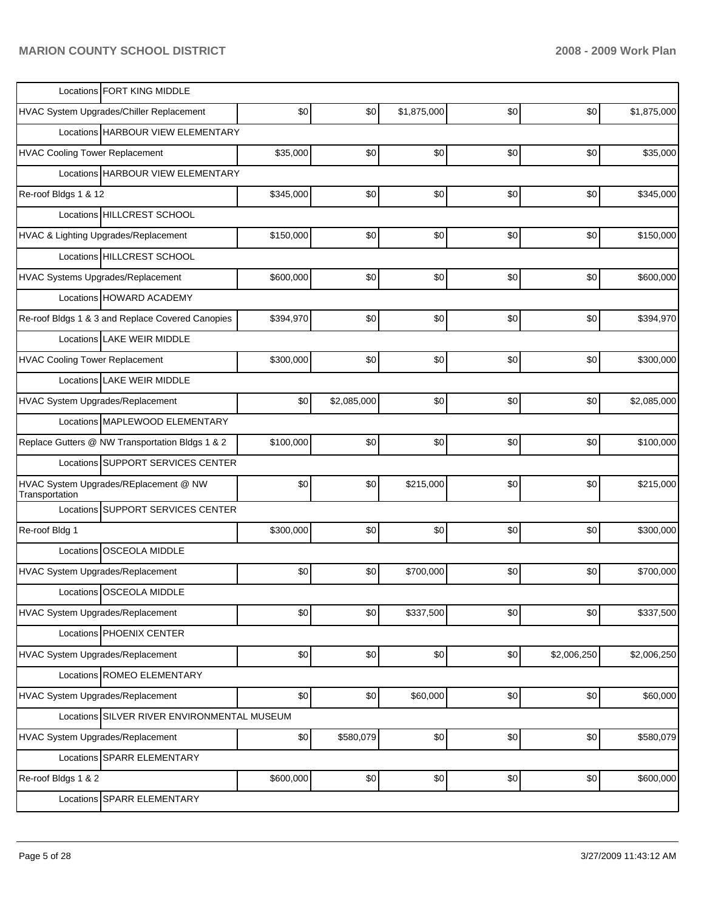| | | | | | | |
|---|---|---|---|---|---|---|
| Locations | FORT KING MIDDLE | | | | | |
| HVAC System Upgrades/Chiller Replacement | $0 | $0 | $1,875,000 | $0 | $0 | $1,875,000 |
| Locations | HARBOUR VIEW ELEMENTARY | | | | | |
| HVAC Cooling Tower Replacement | $35,000 | $0 | $0 | $0 | $0 | $35,000 |
| Locations | HARBOUR VIEW ELEMENTARY | | | | | |
| Re-roof Bldgs 1 & 12 | $345,000 | $0 | $0 | $0 | $0 | $345,000 |
| Locations | HILLCREST SCHOOL | | | | | |
| HVAC & Lighting Upgrades/Replacement | $150,000 | $0 | $0 | $0 | $0 | $150,000 |
| Locations | HILLCREST SCHOOL | | | | | |
| HVAC Systems Upgrades/Replacement | $600,000 | $0 | $0 | $0 | $0 | $600,000 |
| Locations | HOWARD ACADEMY | | | | | |
| Re-roof Bldgs 1 & 3 and Replace Covered Canopies | $394,970 | $0 | $0 | $0 | $0 | $394,970 |
| Locations | LAKE WEIR MIDDLE | | | | | |
| HVAC Cooling Tower Replacement | $300,000 | $0 | $0 | $0 | $0 | $300,000 |
| Locations | LAKE WEIR MIDDLE | | | | | |
| HVAC System Upgrades/Replacement | $0 | $2,085,000 | $0 | $0 | $0 | $2,085,000 |
| Locations | MAPLEWOOD ELEMENTARY | | | | | |
| Replace Gutters @ NW Transportation Bldgs 1 & 2 | $100,000 | $0 | $0 | $0 | $0 | $100,000 |
| Locations | SUPPORT SERVICES CENTER | | | | | |
| HVAC System Upgrades/REplacement @ NW Transportation | $0 | $0 | $215,000 | $0 | $0 | $215,000 |
| Locations | SUPPORT SERVICES CENTER | | | | | |
| Re-roof Bldg 1 | $300,000 | $0 | $0 | $0 | $0 | $300,000 |
| Locations | OSCEOLA MIDDLE | | | | | |
| HVAC System Upgrades/Replacement | $0 | $0 | $700,000 | $0 | $0 | $700,000 |
| Locations | OSCEOLA MIDDLE | | | | | |
| HVAC System Upgrades/Replacement | $0 | $0 | $337,500 | $0 | $0 | $337,500 |
| Locations | PHOENIX CENTER | | | | | |
| HVAC System Upgrades/Replacement | $0 | $0 | $0 | $0 | $2,006,250 | $2,006,250 |
| Locations | ROMEO ELEMENTARY | | | | | |
| HVAC System Upgrades/Replacement | $0 | $0 | $60,000 | $0 | $0 | $60,000 |
| Locations | SILVER RIVER ENVIRONMENTAL MUSEUM | | | | | |
| HVAC System Upgrades/Replacement | $0 | $580,079 | $0 | $0 | $0 | $580,079 |
| Locations | SPARR ELEMENTARY | | | | | |
| Re-roof Bldgs 1 & 2 | $600,000 | $0 | $0 | $0 | $0 | $600,000 |
| Locations | SPARR ELEMENTARY | | | | | |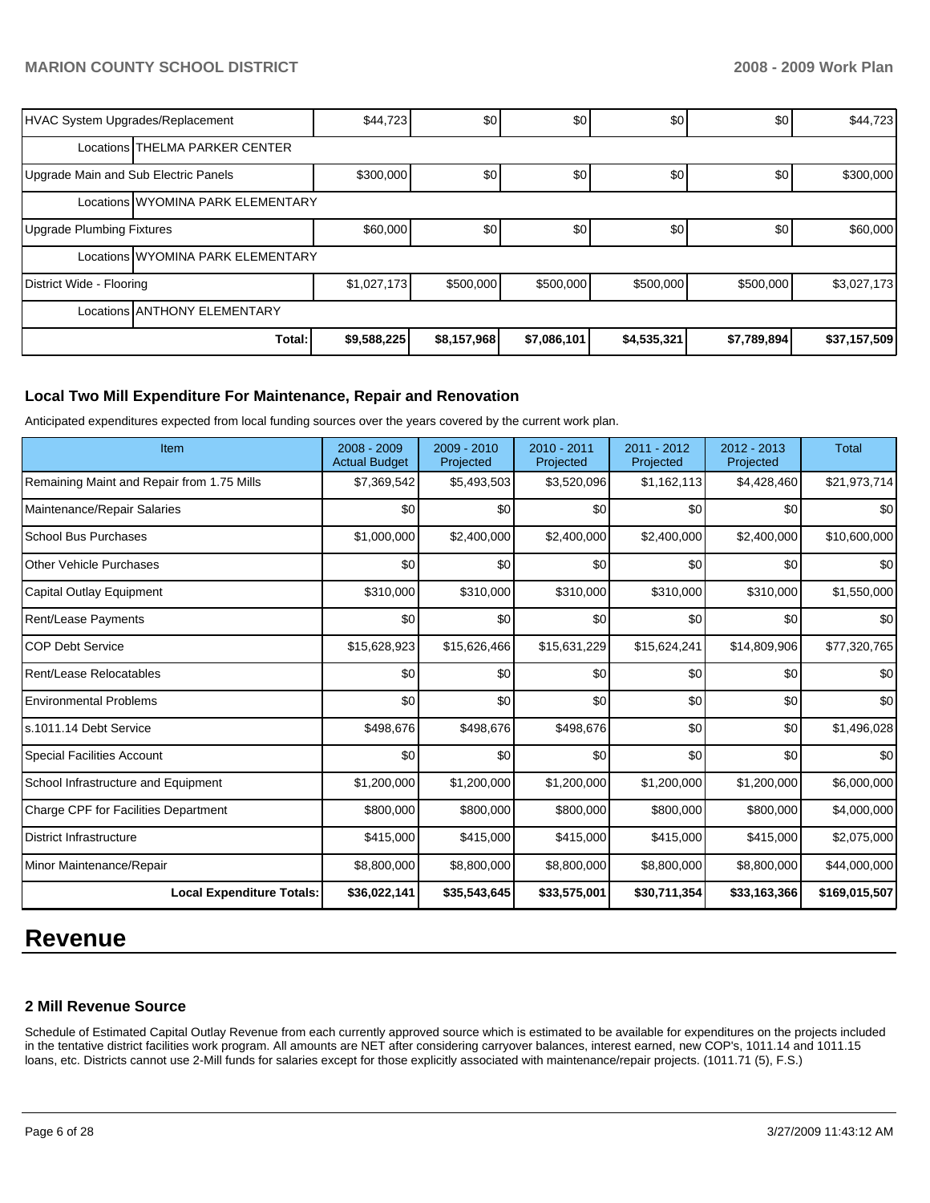| HVAC System Upgrades/Replacement | $44,723 | $0 | $0 | $0 | $0 | $44,723 |
|---|---|---|---|---|---|---|
| Locations THELMA PARKER CENTER | | | | | | |
| Upgrade Main and Sub Electric Panels | $300,000 | $0 | $0 | $0 | $0 | $300,000 |
| Locations WYOMINA PARK ELEMENTARY | | | | | | |
| Upgrade Plumbing Fixtures | $60,000 | $0 | $0 | $0 | $0 | $60,000 |
| Locations WYOMINA PARK ELEMENTARY | | | | | | |
| District Wide - Flooring | $1,027,173 | $500,000 | $500,000 | $500,000 | $500,000 | $3,027,173 |
| Locations ANTHONY ELEMENTARY | | | | | | |
| Total: | $9,588,225 | $8,157,968 | $7,086,101 | $4,535,321 | $7,789,894 | $37,157,509 |

### Local Two Mill Expenditure For Maintenance, Repair and Renovation

Anticipated expenditures expected from local funding sources over the years covered by the current work plan.

| Item | 2008 - 2009 Actual Budget | 2009 - 2010 Projected | 2010 - 2011 Projected | 2011 - 2012 Projected | 2012 - 2013 Projected | Total |
|---|---|---|---|---|---|---|
| Remaining Maint and Repair from 1.75 Mills | $7,369,542 | $5,493,503 | $3,520,096 | $1,162,113 | $4,428,460 | $21,973,714 |
| Maintenance/Repair Salaries | $0 | $0 | $0 | $0 | $0 | $0 |
| School Bus Purchases | $1,000,000 | $2,400,000 | $2,400,000 | $2,400,000 | $2,400,000 | $10,600,000 |
| Other Vehicle Purchases | $0 | $0 | $0 | $0 | $0 | $0 |
| Capital Outlay Equipment | $310,000 | $310,000 | $310,000 | $310,000 | $310,000 | $1,550,000 |
| Rent/Lease Payments | $0 | $0 | $0 | $0 | $0 | $0 |
| COP Debt Service | $15,628,923 | $15,626,466 | $15,631,229 | $15,624,241 | $14,809,906 | $77,320,765 |
| Rent/Lease Relocatables | $0 | $0 | $0 | $0 | $0 | $0 |
| Environmental Problems | $0 | $0 | $0 | $0 | $0 | $0 |
| s.1011.14 Debt Service | $498,676 | $498,676 | $498,676 | $0 | $0 | $1,496,028 |
| Special Facilities Account | $0 | $0 | $0 | $0 | $0 | $0 |
| School Infrastructure and Equipment | $1,200,000 | $1,200,000 | $1,200,000 | $1,200,000 | $1,200,000 | $6,000,000 |
| Charge CPF for Facilities Department | $800,000 | $800,000 | $800,000 | $800,000 | $800,000 | $4,000,000 |
| District Infrastructure | $415,000 | $415,000 | $415,000 | $415,000 | $415,000 | $2,075,000 |
| Minor Maintenance/Repair | $8,800,000 | $8,800,000 | $8,800,000 | $8,800,000 | $8,800,000 | $44,000,000 |
| Local Expenditure Totals: | $36,022,141 | $35,543,645 | $33,575,001 | $30,711,354 | $33,163,366 | $169,015,507 |

# Revenue

### 2 Mill Revenue Source

Schedule of Estimated Capital Outlay Revenue from each currently approved source which is estimated to be available for expenditures on the projects included in the tentative district facilities work program. All amounts are NET after considering carryover balances, interest earned, new COP's, 1011.14 and 1011.15 loans, etc. Districts cannot use 2-Mill funds for salaries except for those explicitly associated with maintenance/repair projects. (1011.71 (5), F.S.)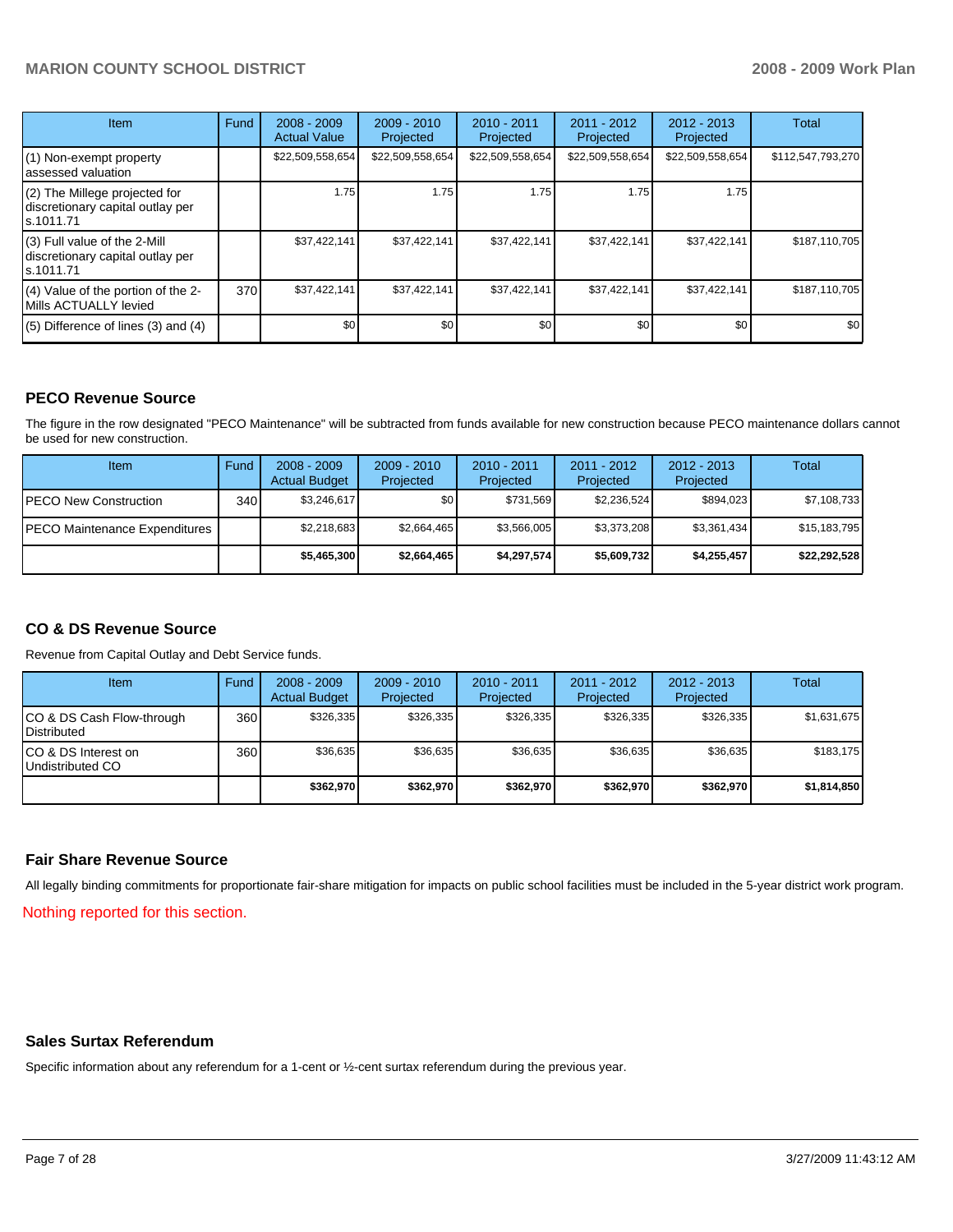| Item | Fund | 2008 - 2009 Actual Value | 2009 - 2010 Projected | 2010 - 2011 Projected | 2011 - 2012 Projected | 2012 - 2013 Projected | Total |
|---|---|---|---|---|---|---|---|
| (1) Non-exempt property assessed valuation | | $22,509,558,654 | $22,509,558,654 | $22,509,558,654 | $22,509,558,654 | $22,509,558,654 | $112,547,793,270 |
| (2) The Millege projected for discretionary capital outlay per s.1011.71 | | 1.75 | 1.75 | 1.75 | 1.75 | 1.75 | |
| (3) Full value of the 2-Mill discretionary capital outlay per s.1011.71 | | $37,422,141 | $37,422,141 | $37,422,141 | $37,422,141 | $37,422,141 | $187,110,705 |
| (4) Value of the portion of the 2-Mills ACTUALLY levied | 370 | $37,422,141 | $37,422,141 | $37,422,141 | $37,422,141 | $37,422,141 | $187,110,705 |
| (5) Difference of lines (3) and (4) | | $0 | $0 | $0 | $0 | $0 | $0 |

## PECO Revenue Source

The figure in the row designated "PECO Maintenance" will be subtracted from funds available for new construction because PECO maintenance dollars cannot be used for new construction.

| Item | Fund | 2008 - 2009 Actual Budget | 2009 - 2010 Projected | 2010 - 2011 Projected | 2011 - 2012 Projected | 2012 - 2013 Projected | Total |
|---|---|---|---|---|---|---|---|
| PECO New Construction | 340 | $3,246,617 | $0 | $731,569 | $2,236,524 | $894,023 | $7,108,733 |
| PECO Maintenance Expenditures | | $2,218,683 | $2,664,465 | $3,566,005 | $3,373,208 | $3,361,434 | $15,183,795 |
| | | **$5,465,300** | **$2,664,465** | **$4,297,574** | **$5,609,732** | **$4,255,457** | **$22,292,528** |

## CO & DS Revenue Source

Revenue from Capital Outlay and Debt Service funds.

| Item | Fund | 2008 - 2009 Actual Budget | 2009 - 2010 Projected | 2010 - 2011 Projected | 2011 - 2012 Projected | 2012 - 2013 Projected | Total |
|---|---|---|---|---|---|---|---|
| CO & DS Cash Flow-through Distributed | 360 | $326,335 | $326,335 | $326,335 | $326,335 | $326,335 | $1,631,675 |
| CO & DS Interest on Undistributed CO | 360 | $36,635 | $36,635 | $36,635 | $36,635 | $36,635 | $183,175 |
| | | **$362,970** | **$362,970** | **$362,970** | **$362,970** | **$362,970** | **$1,814,850** |

## Fair Share Revenue Source

All legally binding commitments for proportionate fair-share mitigation for impacts on public school facilities must be included in the 5-year district work program.

Nothing reported for this section.

## Sales Surtax Referendum

Specific information about any referendum for a 1-cent or ½-cent surtax referendum during the previous year.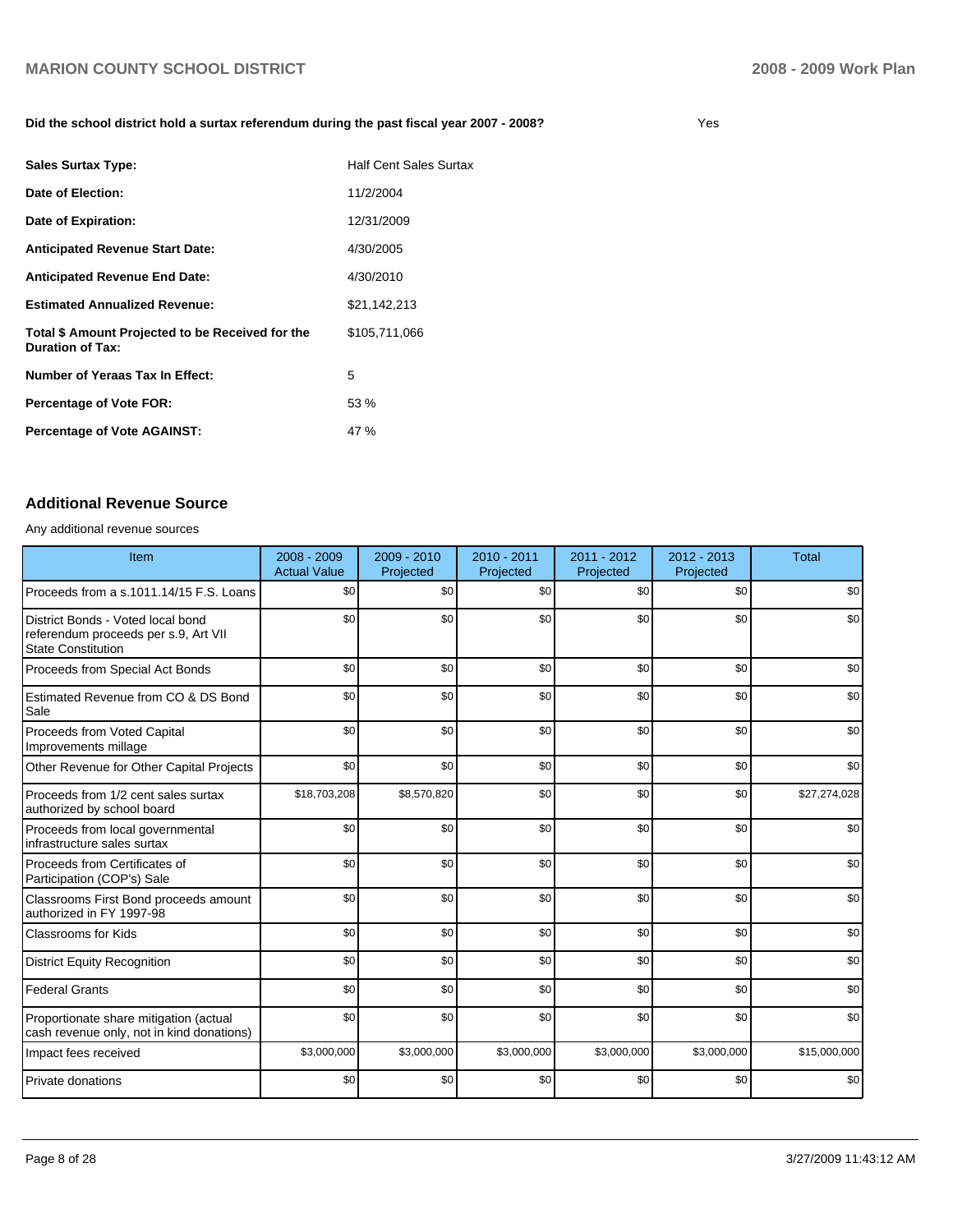**Did the school district hold a surtax referendum during the past fiscal year 2007 - 2008?** Yes

| | |
|---|---|
| **Sales Surtax Type:** | Half Cent Sales Surtax |
| **Date of Election:** | 11/2/2004 |
| **Date of Expiration:** | 12/31/2009 |
| **Anticipated Revenue Start Date:** | 4/30/2005 |
| **Anticipated Revenue End Date:** | 4/30/2010 |
| **Estimated Annualized Revenue:** | $21,142,213 |
| **Total $ Amount Projected to be Received for the Duration of Tax:** | $105,711,066 |
| **Number of Yeraas Tax In Effect:** | 5 |
| **Percentage of Vote FOR:** | 53 % |
| **Percentage of Vote AGAINST:** | 47 % |

## Additional Revenue Source

Any additional revenue sources

| Item | 2008 - 2009 Actual Value | 2009 - 2010 Projected | 2010 - 2011 Projected | 2011 - 2012 Projected | 2012 - 2013 Projected | Total |
|---|---|---|---|---|---|---|
| Proceeds from a s.1011.14/15 F.S. Loans | $0 | $0 | $0 | $0 | $0 | $0 |
| District Bonds - Voted local bond referendum proceeds per s.9, Art VII State Constitution | $0 | $0 | $0 | $0 | $0 | $0 |
| Proceeds from Special Act Bonds | $0 | $0 | $0 | $0 | $0 | $0 |
| Estimated Revenue from CO & DS Bond Sale | $0 | $0 | $0 | $0 | $0 | $0 |
| Proceeds from Voted Capital Improvements millage | $0 | $0 | $0 | $0 | $0 | $0 |
| Other Revenue for Other Capital Projects | $0 | $0 | $0 | $0 | $0 | $0 |
| Proceeds from 1/2 cent sales surtax authorized by school board | $18,703,208 | $8,570,820 | $0 | $0 | $0 | $27,274,028 |
| Proceeds from local governmental infrastructure sales surtax | $0 | $0 | $0 | $0 | $0 | $0 |
| Proceeds from Certificates of Participation (COP's) Sale | $0 | $0 | $0 | $0 | $0 | $0 |
| Classrooms First Bond proceeds amount authorized in FY 1997-98 | $0 | $0 | $0 | $0 | $0 | $0 |
| Classrooms for Kids | $0 | $0 | $0 | $0 | $0 | $0 |
| District Equity Recognition | $0 | $0 | $0 | $0 | $0 | $0 |
| Federal Grants | $0 | $0 | $0 | $0 | $0 | $0 |
| Proportionate share mitigation (actual cash revenue only, not in kind donations) | $0 | $0 | $0 | $0 | $0 | $0 |
| Impact fees received | $3,000,000 | $3,000,000 | $3,000,000 | $3,000,000 | $3,000,000 | $15,000,000 |
| Private donations | $0 | $0 | $0 | $0 | $0 | $0 |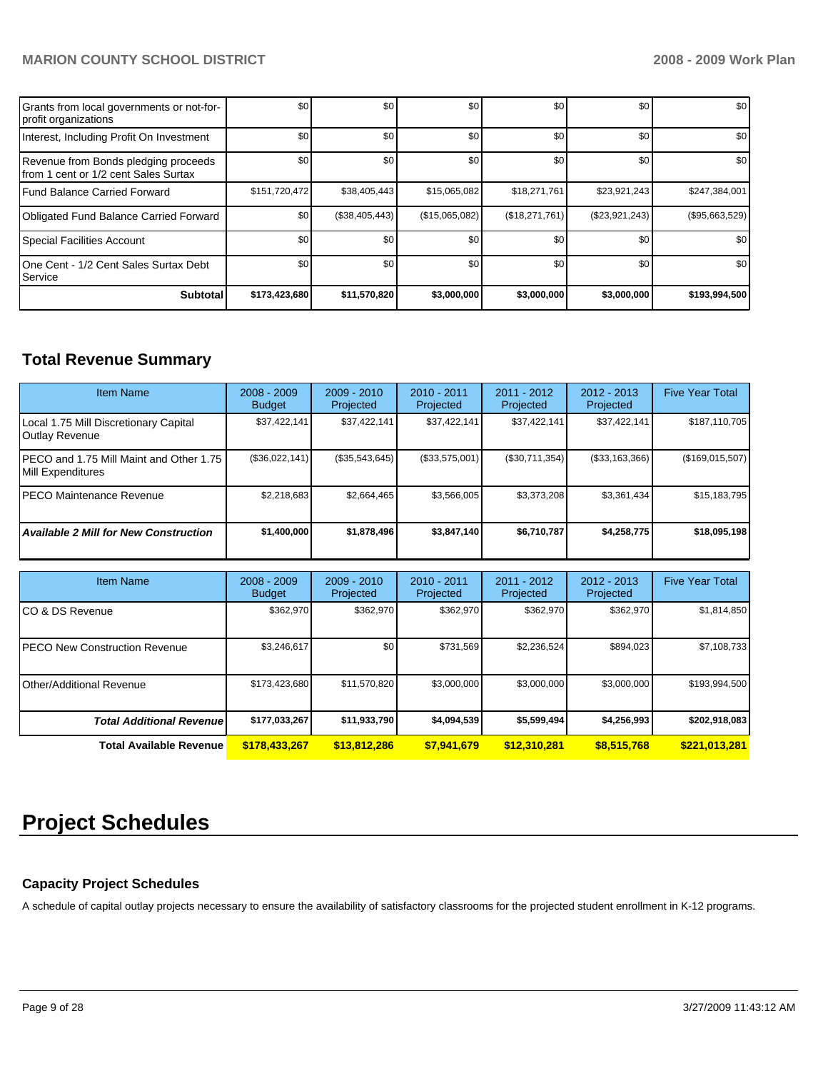| | | | | | | |
|---|---|---|---|---|---|---|
| Grants from local governments or not-for-profit organizations | $0 | $0 | $0 | $0 | $0 | $0 |
| Interest, Including Profit On Investment | $0 | $0 | $0 | $0 | $0 | $0 |
| Revenue from Bonds pledging proceeds from 1 cent or 1/2 cent Sales Surtax | $0 | $0 | $0 | $0 | $0 | $0 |
| Fund Balance Carried Forward | $151,720,472 | $38,405,443 | $15,065,082 | $18,271,761 | $23,921,243 | $247,384,001 |
| Obligated Fund Balance Carried Forward | $0 | ($38,405,443) | ($15,065,082) | ($18,271,761) | ($23,921,243) | ($95,663,529) |
| Special Facilities Account | $0 | $0 | $0 | $0 | $0 | $0 |
| One Cent - 1/2 Cent Sales Surtax Debt Service | $0 | $0 | $0 | $0 | $0 | $0 |
| **Subtotal** | **$173,423,680** | **$11,570,820** | **$3,000,000** | **$3,000,000** | **$3,000,000** | **$193,994,500** |

## Total Revenue Summary

| Item Name | 2008 - 2009 Budget | 2009 - 2010 Projected | 2010 - 2011 Projected | 2011 - 2012 Projected | 2012 - 2013 Projected | Five Year Total |
|---|---|---|---|---|---|---|
| Local 1.75 Mill Discretionary Capital Outlay Revenue | $37,422,141 | $37,422,141 | $37,422,141 | $37,422,141 | $37,422,141 | $187,110,705 |
| PECO and 1.75 Mill Maint and Other 1.75 Mill Expenditures | ($36,022,141) | ($35,543,645) | ($33,575,001) | ($30,711,354) | ($33,163,366) | ($169,015,507) |
| PECO Maintenance Revenue | $2,218,683 | $2,664,465 | $3,566,005 | $3,373,208 | $3,361,434 | $15,183,795 |
| ***Available 2 Mill for New Construction*** | **$1,400,000** | **$1,878,496** | **$3,847,140** | **$6,710,787** | **$4,258,775** | **$18,095,198** |

| Item Name | 2008 - 2009 Budget | 2009 - 2010 Projected | 2010 - 2011 Projected | 2011 - 2012 Projected | 2012 - 2013 Projected | Five Year Total |
|---|---|---|---|---|---|---|
| CO & DS Revenue | $362,970 | $362,970 | $362,970 | $362,970 | $362,970 | $1,814,850 |
| PECO New Construction Revenue | $3,246,617 | $0 | $731,569 | $2,236,524 | $894,023 | $7,108,733 |
| Other/Additional Revenue | $173,423,680 | $11,570,820 | $3,000,000 | $3,000,000 | $3,000,000 | $193,994,500 |
| ***Total Additional Revenue*** | **$177,033,267** | **$11,933,790** | **$4,094,539** | **$5,599,494** | **$4,256,993** | **$202,918,083** |
| **Total Available Revenue** | **$178,433,267** | **$13,812,286** | **$7,941,679** | **$12,310,281** | **$8,515,768** | **$221,013,281** |

# Project Schedules

### Capacity Project Schedules

A schedule of capital outlay projects necessary to ensure the availability of satisfactory classrooms for the projected student enrollment in K-12 programs.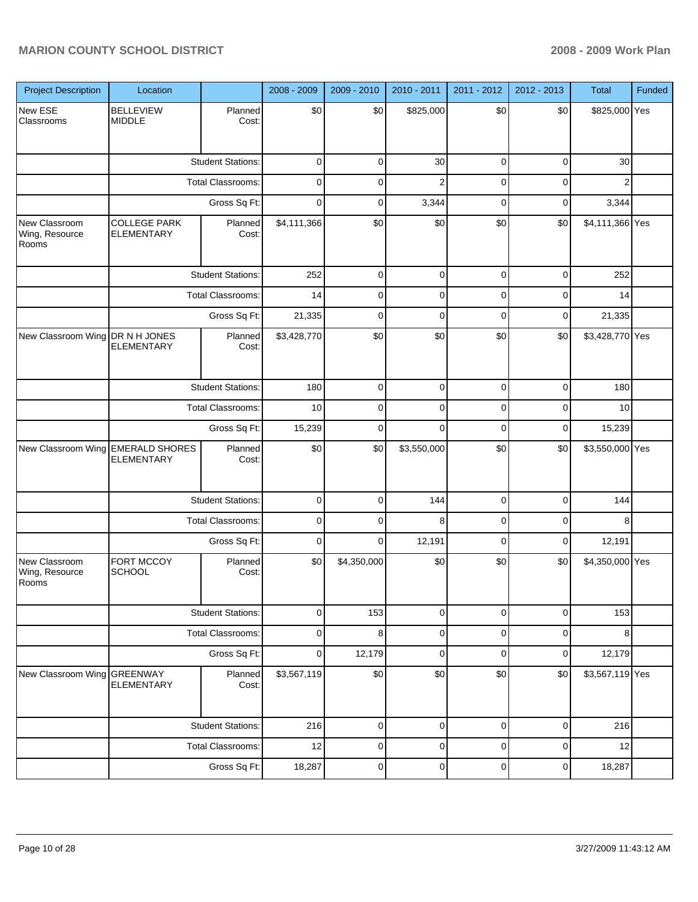| Project Description | Location | | 2008 - 2009 | 2009 - 2010 | 2010 - 2011 | 2011 - 2012 | 2012 - 2013 | Total | Funded |
|---|---|---|---|---|---|---|---|---|---|
| New ESE Classrooms | BELLEVIEW MIDDLE | Planned Cost: | $0 | $0 | $825,000 | $0 | $0 | $825,000 | Yes |
| | | Student Stations: | 0 | 0 | 30 | 0 | 0 | 30 | |
| | | Total Classrooms: | 0 | 0 | 2 | 0 | 0 | 2 | |
| | | Gross Sq Ft: | 0 | 0 | 3,344 | 0 | 0 | 3,344 | |
| New Classroom Wing, Resource Rooms | COLLEGE PARK ELEMENTARY | Planned Cost: | $4,111,366 | $0 | $0 | $0 | $0 | $4,111,366 | Yes |
| | | Student Stations: | 252 | 0 | 0 | 0 | 0 | 252 | |
| | | Total Classrooms: | 14 | 0 | 0 | 0 | 0 | 14 | |
| | | Gross Sq Ft: | 21,335 | 0 | 0 | 0 | 0 | 21,335 | |
| New Classroom Wing | DR N H JONES ELEMENTARY | Planned Cost: | $3,428,770 | $0 | $0 | $0 | $0 | $3,428,770 | Yes |
| | | Student Stations: | 180 | 0 | 0 | 0 | 0 | 180 | |
| | | Total Classrooms: | 10 | 0 | 0 | 0 | 0 | 10 | |
| | | Gross Sq Ft: | 15,239 | 0 | 0 | 0 | 0 | 15,239 | |
| New Classroom Wing | EMERALD SHORES ELEMENTARY | Planned Cost: | $0 | $0 | $3,550,000 | $0 | $0 | $3,550,000 | Yes |
| | | Student Stations: | 0 | 0 | 144 | 0 | 0 | 144 | |
| | | Total Classrooms: | 0 | 0 | 8 | 0 | 0 | 8 | |
| | | Gross Sq Ft: | 0 | 0 | 12,191 | 0 | 0 | 12,191 | |
| New Classroom Wing, Resource Rooms | FORT MCCOY SCHOOL | Planned Cost: | $0 | $4,350,000 | $0 | $0 | $0 | $4,350,000 | Yes |
| | | Student Stations: | 0 | 153 | 0 | 0 | 0 | 153 | |
| | | Total Classrooms: | 0 | 8 | 0 | 0 | 0 | 8 | |
| | | Gross Sq Ft: | 0 | 12,179 | 0 | 0 | 0 | 12,179 | |
| New Classroom Wing | GREENWAY ELEMENTARY | Planned Cost: | $3,567,119 | $0 | $0 | $0 | $0 | $3,567,119 | Yes |
| | | Student Stations: | 216 | 0 | 0 | 0 | 0 | 216 | |
| | | Total Classrooms: | 12 | 0 | 0 | 0 | 0 | 12 | |
| | | Gross Sq Ft: | 18,287 | 0 | 0 | 0 | 0 | 18,287 | |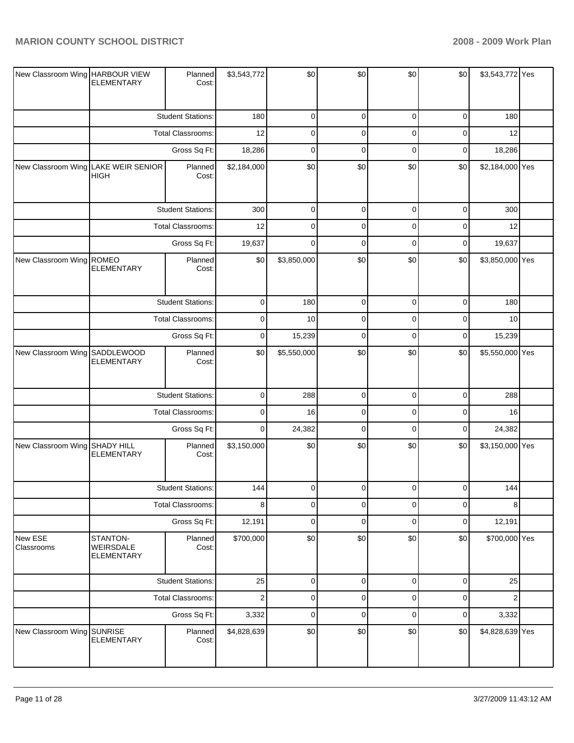| | | | | | | | | | |
|---|---|---|---|---|---|---|---|---|---|
| New Classroom Wing | HARBOUR VIEW ELEMENTARY | Planned Cost: | $3,543,772 | $0 | $0 | $0 | $0 | $3,543,772 | Yes |
| | | Student Stations: | 180 | 0 | 0 | 0 | 0 | 180 | |
| | | Total Classrooms: | 12 | 0 | 0 | 0 | 0 | 12 | |
| | | Gross Sq Ft: | 18,286 | 0 | 0 | 0 | 0 | 18,286 | |
| New Classroom Wing | LAKE WEIR SENIOR HIGH | Planned Cost: | $2,184,000 | $0 | $0 | $0 | $0 | $2,184,000 | Yes |
| | | Student Stations: | 300 | 0 | 0 | 0 | 0 | 300 | |
| | | Total Classrooms: | 12 | 0 | 0 | 0 | 0 | 12 | |
| | | Gross Sq Ft: | 19,637 | 0 | 0 | 0 | 0 | 19,637 | |
| New Classroom Wing | ROMEO ELEMENTARY | Planned Cost: | $0 | $3,850,000 | $0 | $0 | $0 | $3,850,000 | Yes |
| | | Student Stations: | 0 | 180 | 0 | 0 | 0 | 180 | |
| | | Total Classrooms: | 0 | 10 | 0 | 0 | 0 | 10 | |
| | | Gross Sq Ft: | 0 | 15,239 | 0 | 0 | 0 | 15,239 | |
| New Classroom Wing | SADDLEWOOD ELEMENTARY | Planned Cost: | $0 | $5,550,000 | $0 | $0 | $0 | $5,550,000 | Yes |
| | | Student Stations: | 0 | 288 | 0 | 0 | 0 | 288 | |
| | | Total Classrooms: | 0 | 16 | 0 | 0 | 0 | 16 | |
| | | Gross Sq Ft: | 0 | 24,382 | 0 | 0 | 0 | 24,382 | |
| New Classroom Wing | SHADY HILL ELEMENTARY | Planned Cost: | $3,150,000 | $0 | $0 | $0 | $0 | $3,150,000 | Yes |
| | | Student Stations: | 144 | 0 | 0 | 0 | 0 | 144 | |
| | | Total Classrooms: | 8 | 0 | 0 | 0 | 0 | 8 | |
| | | Gross Sq Ft: | 12,191 | 0 | 0 | 0 | 0 | 12,191 | |
| New ESE Classrooms | STANTON-WEIRSDALE ELEMENTARY | Planned Cost: | $700,000 | $0 | $0 | $0 | $0 | $700,000 | Yes |
| | | Student Stations: | 25 | 0 | 0 | 0 | 0 | 25 | |
| | | Total Classrooms: | 2 | 0 | 0 | 0 | 0 | 2 | |
| | | Gross Sq Ft: | 3,332 | 0 | 0 | 0 | 0 | 3,332 | |
| New Classroom Wing | SUNRISE ELEMENTARY | Planned Cost: | $4,828,639 | $0 | $0 | $0 | $0 | $4,828,639 | Yes |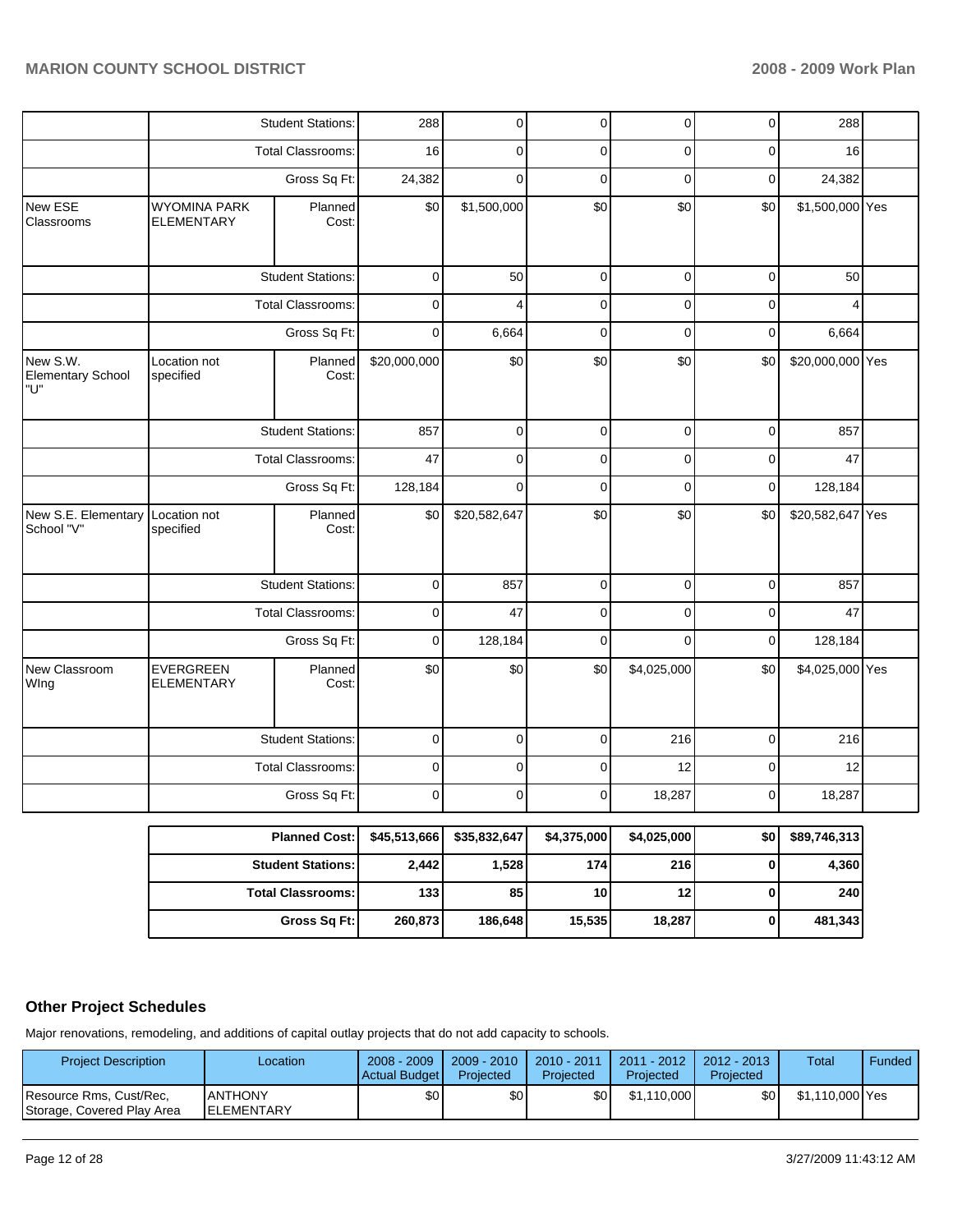| | | | | | | | | |
|---|---|---|---|---|---|---|---|---|
| | Student Stations: | | 288 | 0 | 0 | 0 | 0 | 288 | |
| | Total Classrooms: | | 16 | 0 | 0 | 0 | 0 | 16 | |
| | Gross Sq Ft: | | 24,382 | 0 | 0 | 0 | 0 | 24,382 | |
| New ESE Classrooms | WYOMINA PARK ELEMENTARY | Planned Cost: | $0 | $1,500,000 | $0 | $0 | $0 | $1,500,000 | Yes |
| | Student Stations: | | 0 | 50 | 0 | 0 | 0 | 50 | |
| | Total Classrooms: | | 0 | 4 | 0 | 0 | 0 | 4 | |
| | Gross Sq Ft: | | 0 | 6,664 | 0 | 0 | 0 | 6,664 | |
| New S.W. Elementary School "U" | Location not specified | Planned Cost: | $20,000,000 | $0 | $0 | $0 | $0 | $20,000,000 | Yes |
| | Student Stations: | | 857 | 0 | 0 | 0 | 0 | 857 | |
| | Total Classrooms: | | 47 | 0 | 0 | 0 | 0 | 47 | |
| | Gross Sq Ft: | | 128,184 | 0 | 0 | 0 | 0 | 128,184 | |
| New S.E. Elementary School "V" | Location not specified | Planned Cost: | $0 | $20,582,647 | $0 | $0 | $0 | $20,582,647 | Yes |
| | Student Stations: | | 0 | 857 | 0 | 0 | 0 | 857 | |
| | Total Classrooms: | | 0 | 47 | 0 | 0 | 0 | 47 | |
| | Gross Sq Ft: | | 0 | 128,184 | 0 | 0 | 0 | 128,184 | |
| New Classroom WIng | EVERGREEN ELEMENTARY | Planned Cost: | $0 | $0 | $0 | $4,025,000 | $0 | $4,025,000 | Yes |
| | Student Stations: | | 0 | 0 | 0 | 216 | 0 | 216 | |
| | Total Classrooms: | | 0 | 0 | 0 | 12 | 0 | 12 | |
| | Gross Sq Ft: | | 0 | 0 | 0 | 18,287 | 0 | 18,287 | |

| | | | | | | |
|---|---|---|---|---|---|---|
| **Planned Cost:** | **$45,513,666** | **$35,832,647** | **$4,375,000** | **$4,025,000** | **$0** | **$89,746,313** |
| **Student Stations:** | **2,442** | **1,528** | **174** | **216** | **0** | **4,360** |
| **Total Classrooms:** | **133** | **85** | **10** | **12** | **0** | **240** |
| **Gross Sq Ft:** | **260,873** | **186,648** | **15,535** | **18,287** | **0** | **481,343** |

## Other Project Schedules

Major renovations, remodeling, and additions of capital outlay projects that do not add capacity to schools.

| Project Description | Location | 2008 - 2009 Actual Budget | 2009 - 2010 Projected | 2010 - 2011 Projected | 2011 - 2012 Projected | 2012 - 2013 Projected | Total | Funded |
|---|---|---|---|---|---|---|---|---|
| Resource Rms, Cust/Rec, Storage, Covered Play Area | ANTHONY ELEMENTARY | $0 | $0 | $0 | $1,110,000 | $0 | $1,110,000 | Yes |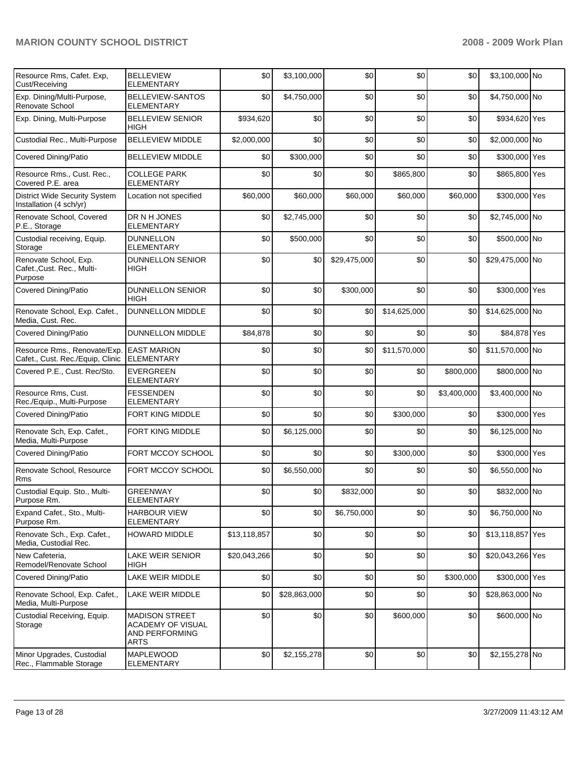| | | | | | | | | |
|---|---|---|---|---|---|---|---|---|
| Resource Rms, Cafet. Exp, Cust/Receiving | BELLEVIEW ELEMENTARY | $0 | $3,100,000 | $0 | $0 | $0 | $3,100,000 | No |
| Exp. Dining/Multi-Purpose, Renovate School | BELLEVIEW-SANTOS ELEMENTARY | $0 | $4,750,000 | $0 | $0 | $0 | $4,750,000 | No |
| Exp. Dining, Multi-Purpose | BELLEVIEW SENIOR HIGH | $934,620 | $0 | $0 | $0 | $0 | $934,620 | Yes |
| Custodial Rec., Multi-Purpose | BELLEVIEW MIDDLE | $2,000,000 | $0 | $0 | $0 | $0 | $2,000,000 | No |
| Covered Dining/Patio | BELLEVIEW MIDDLE | $0 | $300,000 | $0 | $0 | $0 | $300,000 | Yes |
| Resource Rms., Cust. Rec., Covered P.E. area | COLLEGE PARK ELEMENTARY | $0 | $0 | $0 | $865,800 | $0 | $865,800 | Yes |
| District Wide Security System Installation (4 sch/yr) | Location not specified | $60,000 | $60,000 | $60,000 | $60,000 | $60,000 | $300,000 | Yes |
| Renovate School, Covered P.E., Storage | DR N H JONES ELEMENTARY | $0 | $2,745,000 | $0 | $0 | $0 | $2,745,000 | No |
| Custodial receiving, Equip. Storage | DUNNELLON ELEMENTARY | $0 | $500,000 | $0 | $0 | $0 | $500,000 | No |
| Renovate School, Exp. Cafet.,Cust. Rec., Multi-Purpose | DUNNELLON SENIOR HIGH | $0 | $0 | $29,475,000 | $0 | $0 | $29,475,000 | No |
| Covered Dining/Patio | DUNNELLON SENIOR HIGH | $0 | $0 | $300,000 | $0 | $0 | $300,000 | Yes |
| Renovate School, Exp. Cafet., Media, Cust. Rec. | DUNNELLON MIDDLE | $0 | $0 | $0 | $14,625,000 | $0 | $14,625,000 | No |
| Covered Dining/Patio | DUNNELLON MIDDLE | $84,878 | $0 | $0 | $0 | $0 | $84,878 | Yes |
| Resource Rms., Renovate/Exp. Cafet., Cust. Rec./Equip, Clinic | EAST MARION ELEMENTARY | $0 | $0 | $0 | $11,570,000 | $0 | $11,570,000 | No |
| Covered P.E., Cust. Rec/Sto. | EVERGREEN ELEMENTARY | $0 | $0 | $0 | $0 | $800,000 | $800,000 | No |
| Resource Rms, Cust. Rec./Equip., Multi-Purpose | FESSENDEN ELEMENTARY | $0 | $0 | $0 | $0 | $3,400,000 | $3,400,000 | No |
| Covered Dining/Patio | FORT KING MIDDLE | $0 | $0 | $0 | $300,000 | $0 | $300,000 | Yes |
| Renovate Sch, Exp. Cafet., Media, Multi-Purpose | FORT KING MIDDLE | $0 | $6,125,000 | $0 | $0 | $0 | $6,125,000 | No |
| Covered Dining/Patio | FORT MCCOY SCHOOL | $0 | $0 | $0 | $300,000 | $0 | $300,000 | Yes |
| Renovate School, Resource Rms | FORT MCCOY SCHOOL | $0 | $6,550,000 | $0 | $0 | $0 | $6,550,000 | No |
| Custodial Equip. Sto., Multi-Purpose Rm. | GREENWAY ELEMENTARY | $0 | $0 | $832,000 | $0 | $0 | $832,000 | No |
| Expand Cafet., Sto., Multi-Purpose Rm. | HARBOUR VIEW ELEMENTARY | $0 | $0 | $6,750,000 | $0 | $0 | $6,750,000 | No |
| Renovate Sch., Exp. Cafet., Media, Custodial Rec. | HOWARD MIDDLE | $13,118,857 | $0 | $0 | $0 | $0 | $13,118,857 | Yes |
| New Cafeteria, Remodel/Renovate School | LAKE WEIR SENIOR HIGH | $20,043,266 | $0 | $0 | $0 | $0 | $20,043,266 | Yes |
| Covered Dining/Patio | LAKE WEIR MIDDLE | $0 | $0 | $0 | $0 | $300,000 | $300,000 | Yes |
| Renovate School, Exp. Cafet., Media, Multi-Purpose | LAKE WEIR MIDDLE | $0 | $28,863,000 | $0 | $0 | $0 | $28,863,000 | No |
| Custodial Receiving, Equip. Storage | MADISON STREET ACADEMY OF VISUAL AND PERFORMING ARTS | $0 | $0 | $0 | $600,000 | $0 | $600,000 | No |
| Minor Upgrades, Custodial Rec., Flammable Storage | MAPLEWOOD ELEMENTARY | $0 | $2,155,278 | $0 | $0 | $0 | $2,155,278 | No |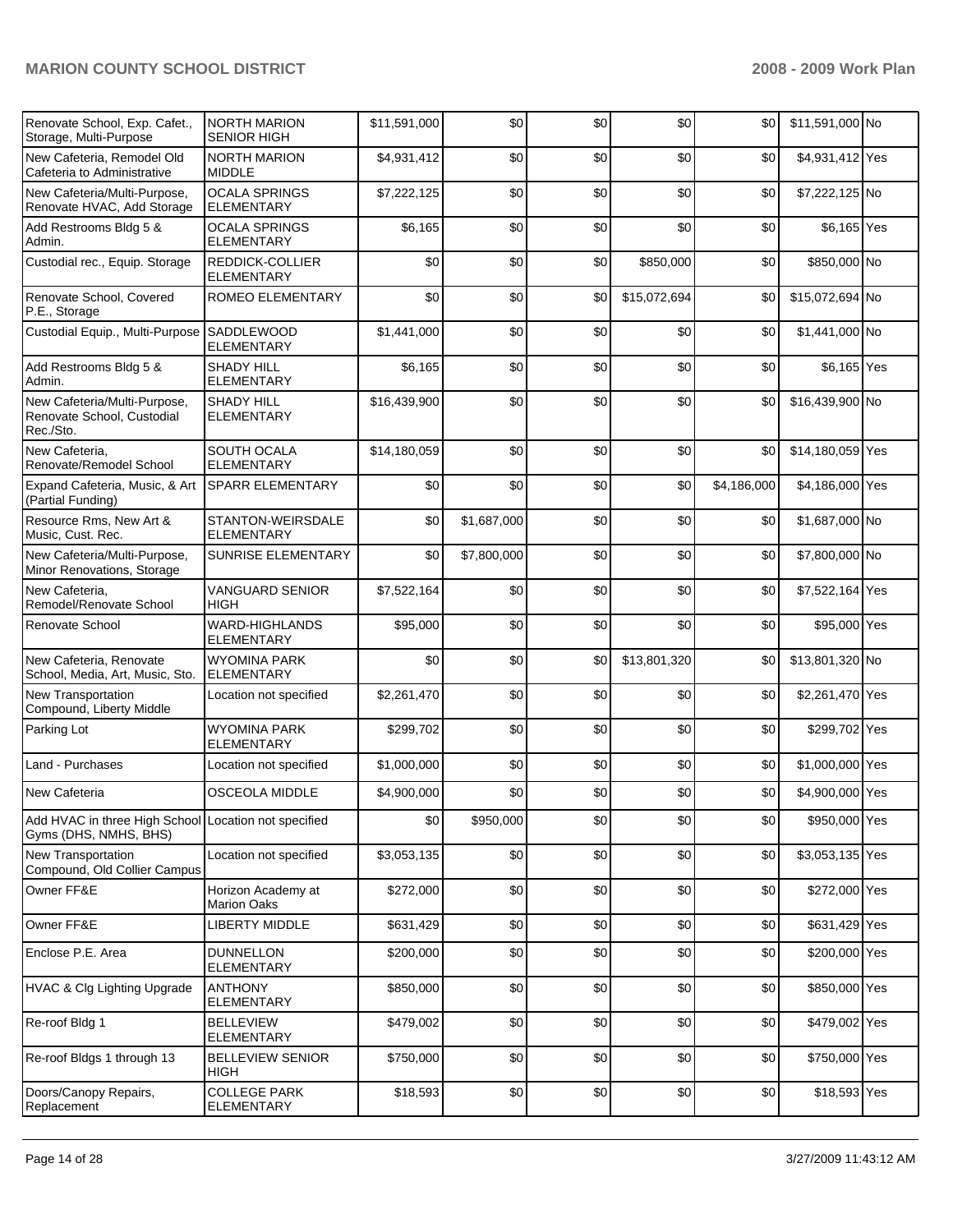| Renovate School, Exp. Cafet., Storage, Multi-Purpose | NORTH MARION SENIOR HIGH | $11,591,000 | $0 | $0 | $0 | $0 | $11,591,000 | No |
|---|---|---|---|---|---|---|---|---|
| New Cafeteria, Remodel Old Cafeteria to Administrative | NORTH MARION MIDDLE | $4,931,412 | $0 | $0 | $0 | $0 | $4,931,412 | Yes |
| New Cafeteria/Multi-Purpose, Renovate HVAC, Add Storage | OCALA SPRINGS ELEMENTARY | $7,222,125 | $0 | $0 | $0 | $0 | $7,222,125 | No |
| Add Restrooms Bldg 5 & Admin. | OCALA SPRINGS ELEMENTARY | $6,165 | $0 | $0 | $0 | $0 | $6,165 | Yes |
| Custodial rec., Equip. Storage | REDDICK-COLLIER ELEMENTARY | $0 | $0 | $0 | $850,000 | $0 | $850,000 | No |
| Renovate School, Covered P.E., Storage | ROMEO ELEMENTARY | $0 | $0 | $0 | $15,072,694 | $0 | $15,072,694 | No |
| Custodial Equip., Multi-Purpose | SADDLEWOOD ELEMENTARY | $1,441,000 | $0 | $0 | $0 | $0 | $1,441,000 | No |
| Add Restrooms Bldg 5 & Admin. | SHADY HILL ELEMENTARY | $6,165 | $0 | $0 | $0 | $0 | $6,165 | Yes |
| New Cafeteria/Multi-Purpose, Renovate School, Custodial Rec./Sto. | SHADY HILL ELEMENTARY | $16,439,900 | $0 | $0 | $0 | $0 | $16,439,900 | No |
| New Cafeteria, Renovate/Remodel School | SOUTH OCALA ELEMENTARY | $14,180,059 | $0 | $0 | $0 | $0 | $14,180,059 | Yes |
| Expand Cafeteria, Music, & Art (Partial Funding) | SPARR ELEMENTARY | $0 | $0 | $0 | $0 | $4,186,000 | $4,186,000 | Yes |
| Resource Rms, New Art & Music, Cust. Rec. | STANTON-WEIRSDALE ELEMENTARY | $0 | $1,687,000 | $0 | $0 | $0 | $1,687,000 | No |
| New Cafeteria/Multi-Purpose, Minor Renovations, Storage | SUNRISE ELEMENTARY | $0 | $7,800,000 | $0 | $0 | $0 | $7,800,000 | No |
| New Cafeteria, Remodel/Renovate School | VANGUARD SENIOR HIGH | $7,522,164 | $0 | $0 | $0 | $0 | $7,522,164 | Yes |
| Renovate School | WARD-HIGHLANDS ELEMENTARY | $95,000 | $0 | $0 | $0 | $0 | $95,000 | Yes |
| New Cafeteria, Renovate School, Media, Art, Music, Sto. | WYOMINA PARK ELEMENTARY | $0 | $0 | $0 | $13,801,320 | $0 | $13,801,320 | No |
| New Transportation Compound, Liberty Middle | Location not specified | $2,261,470 | $0 | $0 | $0 | $0 | $2,261,470 | Yes |
| Parking Lot | WYOMINA PARK ELEMENTARY | $299,702 | $0 | $0 | $0 | $0 | $299,702 | Yes |
| Land - Purchases | Location not specified | $1,000,000 | $0 | $0 | $0 | $0 | $1,000,000 | Yes |
| New Cafeteria | OSCEOLA MIDDLE | $4,900,000 | $0 | $0 | $0 | $0 | $4,900,000 | Yes |
| Add HVAC in three High School Gyms (DHS, NMHS, BHS) | Location not specified | $0 | $950,000 | $0 | $0 | $0 | $950,000 | Yes |
| New Transportation Compound, Old Collier Campus | Location not specified | $3,053,135 | $0 | $0 | $0 | $0 | $3,053,135 | Yes |
| Owner FF&E | Horizon Academy at Marion Oaks | $272,000 | $0 | $0 | $0 | $0 | $272,000 | Yes |
| Owner FF&E | LIBERTY MIDDLE | $631,429 | $0 | $0 | $0 | $0 | $631,429 | Yes |
| Enclose P.E. Area | DUNNELLON ELEMENTARY | $200,000 | $0 | $0 | $0 | $0 | $200,000 | Yes |
| HVAC & Clg Lighting Upgrade | ANTHONY ELEMENTARY | $850,000 | $0 | $0 | $0 | $0 | $850,000 | Yes |
| Re-roof Bldg 1 | BELLEVIEW ELEMENTARY | $479,002 | $0 | $0 | $0 | $0 | $479,002 | Yes |
| Re-roof Bldgs 1 through 13 | BELLEVIEW SENIOR HIGH | $750,000 | $0 | $0 | $0 | $0 | $750,000 | Yes |
| Doors/Canopy Repairs, Replacement | COLLEGE PARK ELEMENTARY | $18,593 | $0 | $0 | $0 | $0 | $18,593 | Yes |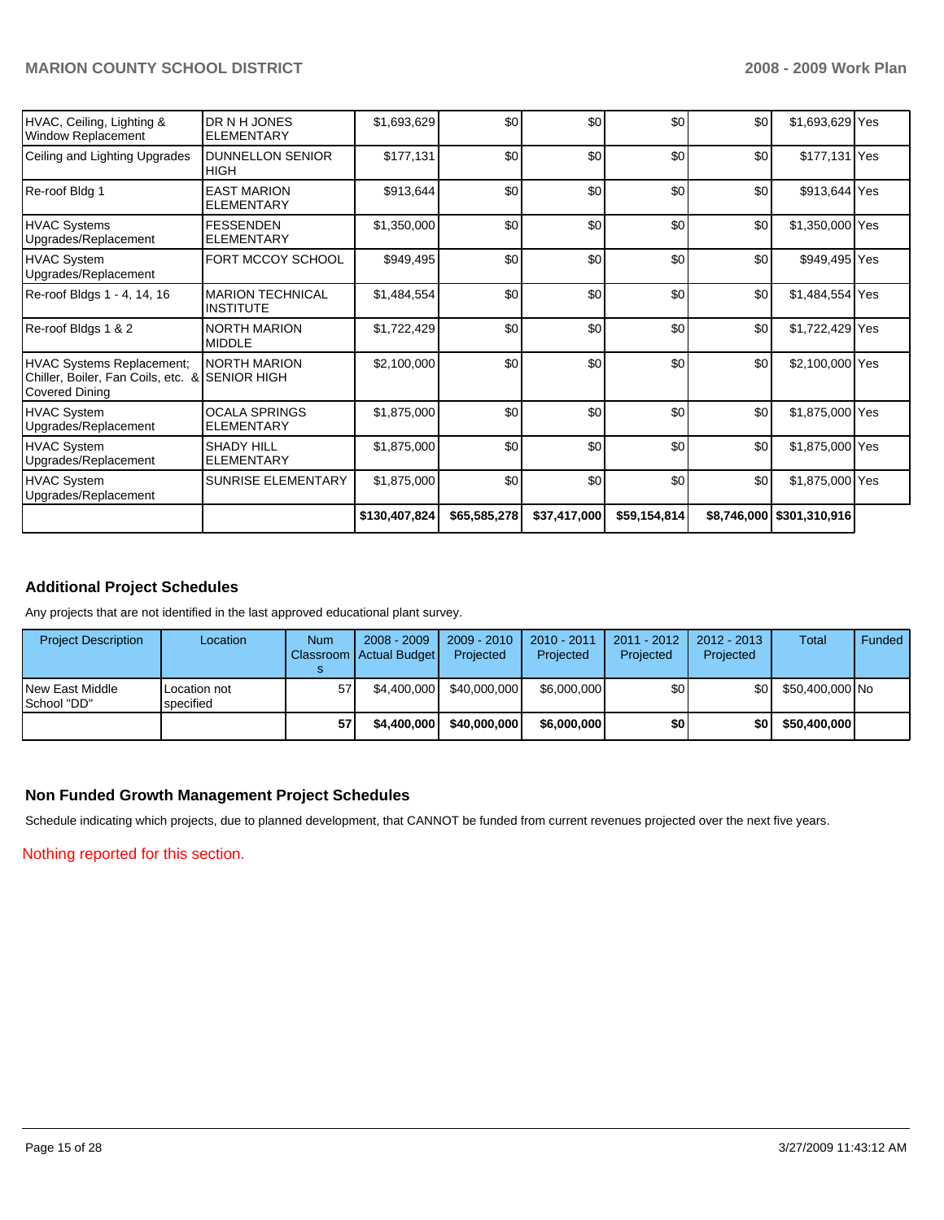| | | | | | | | | |
|---|---|---|---|---|---|---|---|---|
| HVAC, Ceiling, Lighting & Window Replacement | DR N H JONES ELEMENTARY | $1,693,629 | $0 | $0 | $0 | $0 | $1,693,629 | Yes |
| Ceiling and Lighting Upgrades | DUNNELLON SENIOR HIGH | $177,131 | $0 | $0 | $0 | $0 | $177,131 | Yes |
| Re-roof Bldg 1 | EAST MARION ELEMENTARY | $913,644 | $0 | $0 | $0 | $0 | $913,644 | Yes |
| HVAC Systems Upgrades/Replacement | FESSENDEN ELEMENTARY | $1,350,000 | $0 | $0 | $0 | $0 | $1,350,000 | Yes |
| HVAC System Upgrades/Replacement | FORT MCCOY SCHOOL | $949,495 | $0 | $0 | $0 | $0 | $949,495 | Yes |
| Re-roof Bldgs 1 - 4, 14, 16 | MARION TECHNICAL INSTITUTE | $1,484,554 | $0 | $0 | $0 | $0 | $1,484,554 | Yes |
| Re-roof Bldgs 1 & 2 | NORTH MARION MIDDLE | $1,722,429 | $0 | $0 | $0 | $0 | $1,722,429 | Yes |
| HVAC Systems Replacement; Chiller, Boiler, Fan Coils, etc. & Covered Dining | NORTH MARION SENIOR HIGH | $2,100,000 | $0 | $0 | $0 | $0 | $2,100,000 | Yes |
| HVAC System Upgrades/Replacement | OCALA SPRINGS ELEMENTARY | $1,875,000 | $0 | $0 | $0 | $0 | $1,875,000 | Yes |
| HVAC System Upgrades/Replacement | SHADY HILL ELEMENTARY | $1,875,000 | $0 | $0 | $0 | $0 | $1,875,000 | Yes |
| HVAC System Upgrades/Replacement | SUNRISE ELEMENTARY | $1,875,000 | $0 | $0 | $0 | $0 | $1,875,000 | Yes |
| | | **$130,407,824** | **$65,585,278** | **$37,417,000** | **$59,154,814** | **$8,746,000** | **$301,310,916** | |

## Additional Project Schedules

Any projects that are not identified in the last approved educational plant survey.

| Project Description | Location | Num Classrooms | 2008 - 2009 Actual Budget | 2009 - 2010 Projected | 2010 - 2011 Projected | 2011 - 2012 Projected | 2012 - 2013 Projected | Total | Funded |
|---|---|---|---|---|---|---|---|---|---|
| New East Middle School "DD" | Location not specified | 57 | $4,400,000 | $40,000,000 | $6,000,000 | $0 | $0 | $50,400,000 | No |
| | | **57** | **$4,400,000** | **$40,000,000** | **$6,000,000** | **$0** | **$0** | **$50,400,000** | |

## Non Funded Growth Management Project Schedules

Schedule indicating which projects, due to planned development, that CANNOT be funded from current revenues projected over the next five years.

Nothing reported for this section.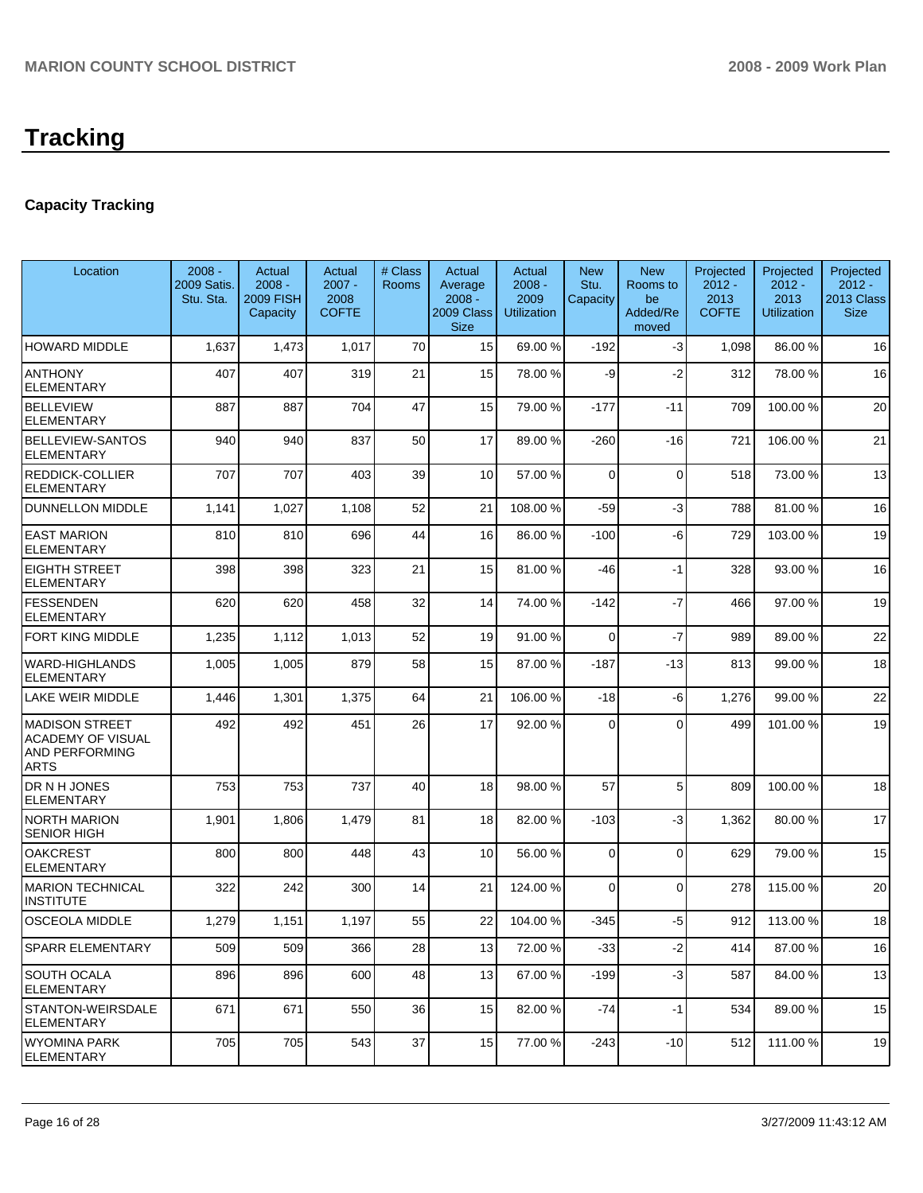# Tracking

## Capacity Tracking

| Location | 2008 - 2009 Satis. Stu. Sta. | Actual 2008 - 2009 FISH Capacity | Actual 2007 - 2008 COFTE | # Class Rooms | Actual Average 2008 - 2009 Class Size | Actual 2008 - 2009 Utilization | New Stu. Capacity | New Rooms to be Added/Removed | Projected 2012 - 2013 COFTE | Projected 2012 - 2013 Utilization | Projected 2012 - 2013 Class Size |
|---|---|---|---|---|---|---|---|---|---|---|---|
| HOWARD MIDDLE | 1,637 | 1,473 | 1,017 | 70 | 15 | 69.00 % | -192 | -3 | 1,098 | 86.00 % | 16 |
| ANTHONY ELEMENTARY | 407 | 407 | 319 | 21 | 15 | 78.00 % | -9 | -2 | 312 | 78.00 % | 16 |
| BELLEVIEW ELEMENTARY | 887 | 887 | 704 | 47 | 15 | 79.00 % | -177 | -11 | 709 | 100.00 % | 20 |
| BELLEVIEW-SANTOS ELEMENTARY | 940 | 940 | 837 | 50 | 17 | 89.00 % | -260 | -16 | 721 | 106.00 % | 21 |
| REDDICK-COLLIER ELEMENTARY | 707 | 707 | 403 | 39 | 10 | 57.00 % | 0 | 0 | 518 | 73.00 % | 13 |
| DUNNELLON MIDDLE | 1,141 | 1,027 | 1,108 | 52 | 21 | 108.00 % | -59 | -3 | 788 | 81.00 % | 16 |
| EAST MARION ELEMENTARY | 810 | 810 | 696 | 44 | 16 | 86.00 % | -100 | -6 | 729 | 103.00 % | 19 |
| EIGHTH STREET ELEMENTARY | 398 | 398 | 323 | 21 | 15 | 81.00 % | -46 | -1 | 328 | 93.00 % | 16 |
| FESSENDEN ELEMENTARY | 620 | 620 | 458 | 32 | 14 | 74.00 % | -142 | -7 | 466 | 97.00 % | 19 |
| FORT KING MIDDLE | 1,235 | 1,112 | 1,013 | 52 | 19 | 91.00 % | 0 | -7 | 989 | 89.00 % | 22 |
| WARD-HIGHLANDS ELEMENTARY | 1,005 | 1,005 | 879 | 58 | 15 | 87.00 % | -187 | -13 | 813 | 99.00 % | 18 |
| LAKE WEIR MIDDLE | 1,446 | 1,301 | 1,375 | 64 | 21 | 106.00 % | -18 | -6 | 1,276 | 99.00 % | 22 |
| MADISON STREET ACADEMY OF VISUAL AND PERFORMING ARTS | 492 | 492 | 451 | 26 | 17 | 92.00 % | 0 | 0 | 499 | 101.00 % | 19 |
| DR N H JONES ELEMENTARY | 753 | 753 | 737 | 40 | 18 | 98.00 % | 57 | 5 | 809 | 100.00 % | 18 |
| NORTH MARION SENIOR HIGH | 1,901 | 1,806 | 1,479 | 81 | 18 | 82.00 % | -103 | -3 | 1,362 | 80.00 % | 17 |
| OAKCREST ELEMENTARY | 800 | 800 | 448 | 43 | 10 | 56.00 % | 0 | 0 | 629 | 79.00 % | 15 |
| MARION TECHNICAL INSTITUTE | 322 | 242 | 300 | 14 | 21 | 124.00 % | 0 | 0 | 278 | 115.00 % | 20 |
| OSCEOLA MIDDLE | 1,279 | 1,151 | 1,197 | 55 | 22 | 104.00 % | -345 | -5 | 912 | 113.00 % | 18 |
| SPARR ELEMENTARY | 509 | 509 | 366 | 28 | 13 | 72.00 % | -33 | -2 | 414 | 87.00 % | 16 |
| SOUTH OCALA ELEMENTARY | 896 | 896 | 600 | 48 | 13 | 67.00 % | -199 | -3 | 587 | 84.00 % | 13 |
| STANTON-WEIRSDALE ELEMENTARY | 671 | 671 | 550 | 36 | 15 | 82.00 % | -74 | -1 | 534 | 89.00 % | 15 |
| WYOMINA PARK ELEMENTARY | 705 | 705 | 543 | 37 | 15 | 77.00 % | -243 | -10 | 512 | 111.00 % | 19 |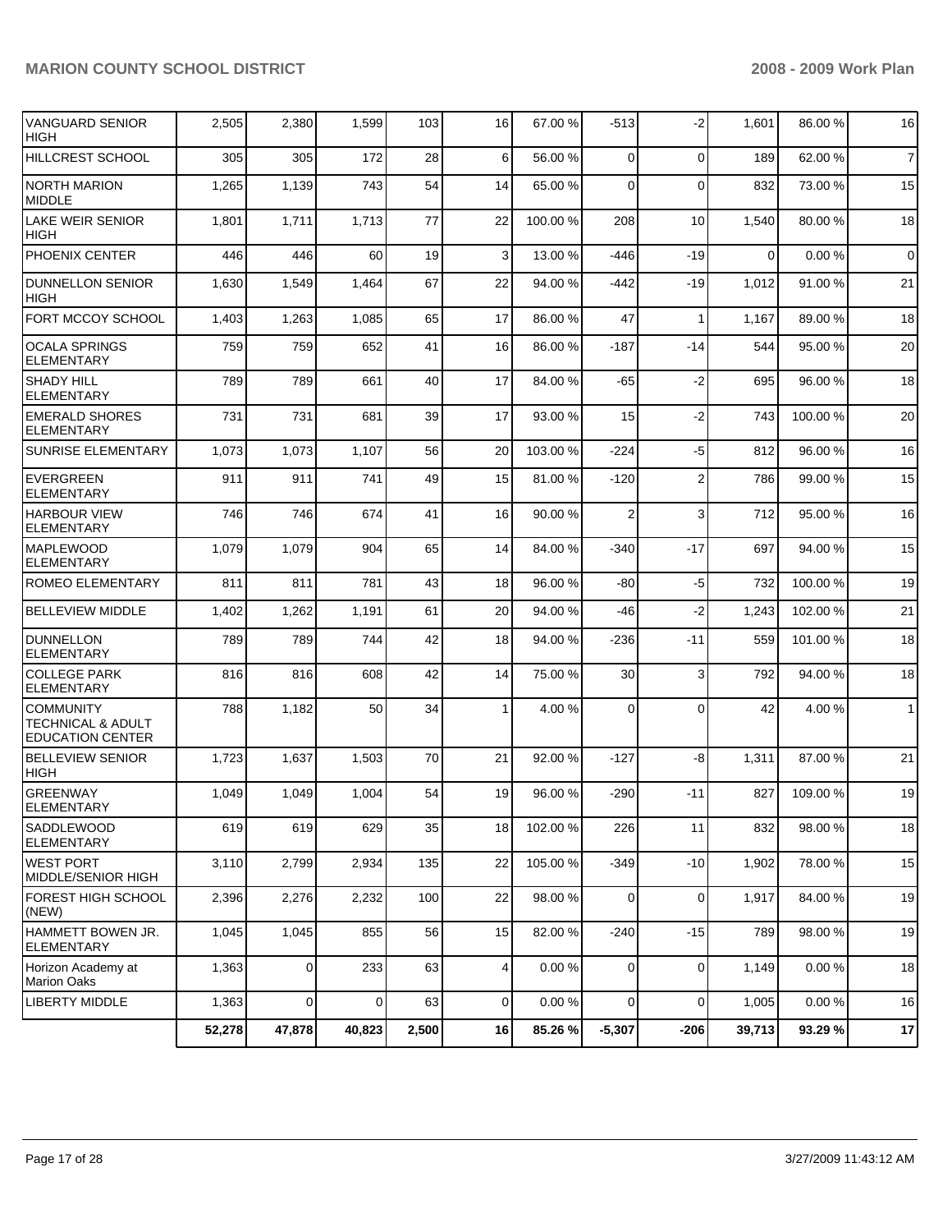| | | | | | | | | | | | |
|---|---|---|---|---|---|---|---|---|---|---|---|
| VANGUARD SENIOR HIGH | 2,505 | 2,380 | 1,599 | 103 | 16 | 67.00 % | -513 | -2 | 1,601 | 86.00 % | 16 |
| HILLCREST SCHOOL | 305 | 305 | 172 | 28 | 6 | 56.00 % | 0 | 0 | 189 | 62.00 % | 7 |
| NORTH MARION MIDDLE | 1,265 | 1,139 | 743 | 54 | 14 | 65.00 % | 0 | 0 | 832 | 73.00 % | 15 |
| LAKE WEIR SENIOR HIGH | 1,801 | 1,711 | 1,713 | 77 | 22 | 100.00 % | 208 | 10 | 1,540 | 80.00 % | 18 |
| PHOENIX CENTER | 446 | 446 | 60 | 19 | 3 | 13.00 % | -446 | -19 | 0 | 0.00 % | 0 |
| DUNNELLON SENIOR HIGH | 1,630 | 1,549 | 1,464 | 67 | 22 | 94.00 % | -442 | -19 | 1,012 | 91.00 % | 21 |
| FORT MCCOY SCHOOL | 1,403 | 1,263 | 1,085 | 65 | 17 | 86.00 % | 47 | 1 | 1,167 | 89.00 % | 18 |
| OCALA SPRINGS ELEMENTARY | 759 | 759 | 652 | 41 | 16 | 86.00 % | -187 | -14 | 544 | 95.00 % | 20 |
| SHADY HILL ELEMENTARY | 789 | 789 | 661 | 40 | 17 | 84.00 % | -65 | -2 | 695 | 96.00 % | 18 |
| EMERALD SHORES ELEMENTARY | 731 | 731 | 681 | 39 | 17 | 93.00 % | 15 | -2 | 743 | 100.00 % | 20 |
| SUNRISE ELEMENTARY | 1,073 | 1,073 | 1,107 | 56 | 20 | 103.00 % | -224 | -5 | 812 | 96.00 % | 16 |
| EVERGREEN ELEMENTARY | 911 | 911 | 741 | 49 | 15 | 81.00 % | -120 | 2 | 786 | 99.00 % | 15 |
| HARBOUR VIEW ELEMENTARY | 746 | 746 | 674 | 41 | 16 | 90.00 % | 2 | 3 | 712 | 95.00 % | 16 |
| MAPLEWOOD ELEMENTARY | 1,079 | 1,079 | 904 | 65 | 14 | 84.00 % | -340 | -17 | 697 | 94.00 % | 15 |
| ROMEO ELEMENTARY | 811 | 811 | 781 | 43 | 18 | 96.00 % | -80 | -5 | 732 | 100.00 % | 19 |
| BELLEVIEW MIDDLE | 1,402 | 1,262 | 1,191 | 61 | 20 | 94.00 % | -46 | -2 | 1,243 | 102.00 % | 21 |
| DUNNELLON ELEMENTARY | 789 | 789 | 744 | 42 | 18 | 94.00 % | -236 | -11 | 559 | 101.00 % | 18 |
| COLLEGE PARK ELEMENTARY | 816 | 816 | 608 | 42 | 14 | 75.00 % | 30 | 3 | 792 | 94.00 % | 18 |
| COMMUNITY TECHNICAL & ADULT EDUCATION CENTER | 788 | 1,182 | 50 | 34 | 1 | 4.00 % | 0 | 0 | 42 | 4.00 % | 1 |
| BELLEVIEW SENIOR HIGH | 1,723 | 1,637 | 1,503 | 70 | 21 | 92.00 % | -127 | -8 | 1,311 | 87.00 % | 21 |
| GREENWAY ELEMENTARY | 1,049 | 1,049 | 1,004 | 54 | 19 | 96.00 % | -290 | -11 | 827 | 109.00 % | 19 |
| SADDLEWOOD ELEMENTARY | 619 | 619 | 629 | 35 | 18 | 102.00 % | 226 | 11 | 832 | 98.00 % | 18 |
| WEST PORT MIDDLE/SENIOR HIGH | 3,110 | 2,799 | 2,934 | 135 | 22 | 105.00 % | -349 | -10 | 1,902 | 78.00 % | 15 |
| FOREST HIGH SCHOOL (NEW) | 2,396 | 2,276 | 2,232 | 100 | 22 | 98.00 % | 0 | 0 | 1,917 | 84.00 % | 19 |
| HAMMETT BOWEN JR. ELEMENTARY | 1,045 | 1,045 | 855 | 56 | 15 | 82.00 % | -240 | -15 | 789 | 98.00 % | 19 |
| Horizon Academy at Marion Oaks | 1,363 | 0 | 233 | 63 | 4 | 0.00 % | 0 | 0 | 1,149 | 0.00 % | 18 |
| LIBERTY MIDDLE | 1,363 | 0 | 0 | 63 | 0 | 0.00 % | 0 | 0 | 1,005 | 0.00 % | 16 |
| | **52,278** | **47,878** | **40,823** | **2,500** | **16** | **85.26 %** | **-5,307** | **-206** | **39,713** | **93.29 %** | **17** |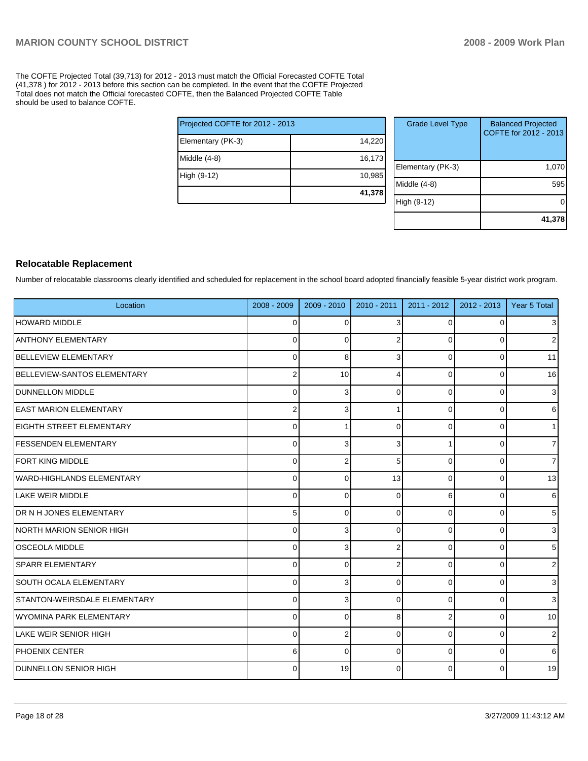The COFTE Projected Total (39,713) for 2012 - 2013 must match the Official Forecasted COFTE Total (41,378 ) for 2012 - 2013 before this section can be completed. In the event that the COFTE Projected Total does not match the Official forecasted COFTE, then the Balanced Projected COFTE Table should be used to balance COFTE.

| Projected COFTE for 2012 - 2013 | |
|---|---|
| Elementary (PK-3) | 14,220 |
| Middle (4-8) | 16,173 |
| High (9-12) | 10,985 |
| | **41,378** |

| Grade Level Type | Balanced Projected COFTE for 2012 - 2013 |
|---|---|
| Elementary (PK-3) | 1,070 |
| Middle (4-8) | 595 |
| High (9-12) | 0 |
| | **41,378** |

## Relocatable Replacement

Number of relocatable classrooms clearly identified and scheduled for replacement in the school board adopted financially feasible 5-year district work program.

| Location | 2008 - 2009 | 2009 - 2010 | 2010 - 2011 | 2011 - 2012 | 2012 - 2013 | Year 5 Total |
|---|---|---|---|---|---|---|
| HOWARD MIDDLE | 0 | 0 | 3 | 0 | 0 | 3 |
| ANTHONY ELEMENTARY | 0 | 0 | 2 | 0 | 0 | 2 |
| BELLEVIEW ELEMENTARY | 0 | 8 | 3 | 0 | 0 | 11 |
| BELLEVIEW-SANTOS ELEMENTARY | 2 | 10 | 4 | 0 | 0 | 16 |
| DUNNELLON MIDDLE | 0 | 3 | 0 | 0 | 0 | 3 |
| EAST MARION ELEMENTARY | 2 | 3 | 1 | 0 | 0 | 6 |
| EIGHTH STREET ELEMENTARY | 0 | 1 | 0 | 0 | 0 | 1 |
| FESSENDEN ELEMENTARY | 0 | 3 | 3 | 1 | 0 | 7 |
| FORT KING MIDDLE | 0 | 2 | 5 | 0 | 0 | 7 |
| WARD-HIGHLANDS ELEMENTARY | 0 | 0 | 13 | 0 | 0 | 13 |
| LAKE WEIR MIDDLE | 0 | 0 | 0 | 6 | 0 | 6 |
| DR N H JONES ELEMENTARY | 5 | 0 | 0 | 0 | 0 | 5 |
| NORTH MARION SENIOR HIGH | 0 | 3 | 0 | 0 | 0 | 3 |
| OSCEOLA MIDDLE | 0 | 3 | 2 | 0 | 0 | 5 |
| SPARR ELEMENTARY | 0 | 0 | 2 | 0 | 0 | 2 |
| SOUTH OCALA ELEMENTARY | 0 | 3 | 0 | 0 | 0 | 3 |
| STANTON-WEIRSDALE ELEMENTARY | 0 | 3 | 0 | 0 | 0 | 3 |
| WYOMINA PARK ELEMENTARY | 0 | 0 | 8 | 2 | 0 | 10 |
| LAKE WEIR SENIOR HIGH | 0 | 2 | 0 | 0 | 0 | 2 |
| PHOENIX CENTER | 6 | 0 | 0 | 0 | 0 | 6 |
| DUNNELLON SENIOR HIGH | 0 | 19 | 0 | 0 | 0 | 19 |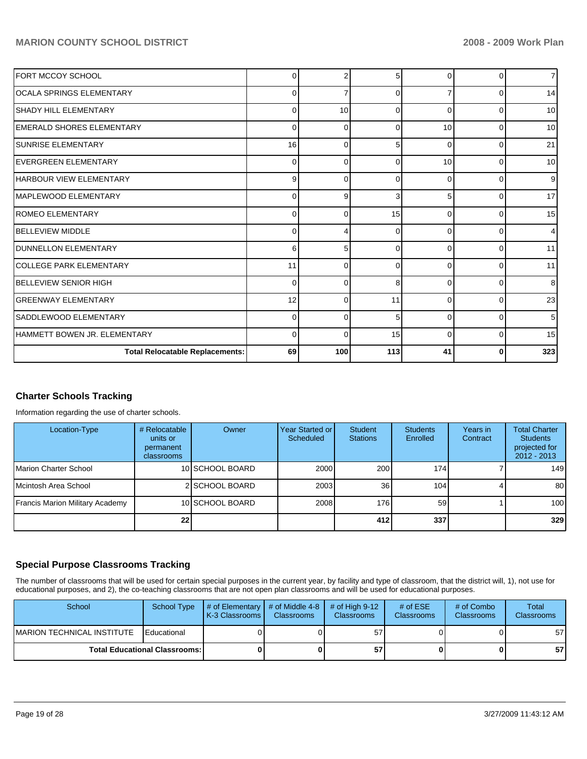| | | | | | | |
|---|---|---|---|---|---|---|
| FORT MCCOY SCHOOL | 0 | 2 | 5 | 0 | 0 | 7 |
| OCALA SPRINGS ELEMENTARY | 0 | 7 | 0 | 7 | 0 | 14 |
| SHADY HILL ELEMENTARY | 0 | 10 | 0 | 0 | 0 | 10 |
| EMERALD SHORES ELEMENTARY | 0 | 0 | 0 | 10 | 0 | 10 |
| SUNRISE ELEMENTARY | 16 | 0 | 5 | 0 | 0 | 21 |
| EVERGREEN ELEMENTARY | 0 | 0 | 0 | 10 | 0 | 10 |
| HARBOUR VIEW ELEMENTARY | 9 | 0 | 0 | 0 | 0 | 9 |
| MAPLEWOOD ELEMENTARY | 0 | 9 | 3 | 5 | 0 | 17 |
| ROMEO ELEMENTARY | 0 | 0 | 15 | 0 | 0 | 15 |
| BELLEVIEW MIDDLE | 0 | 4 | 0 | 0 | 0 | 4 |
| DUNNELLON ELEMENTARY | 6 | 5 | 0 | 0 | 0 | 11 |
| COLLEGE PARK ELEMENTARY | 11 | 0 | 0 | 0 | 0 | 11 |
| BELLEVIEW SENIOR HIGH | 0 | 0 | 8 | 0 | 0 | 8 |
| GREENWAY ELEMENTARY | 12 | 0 | 11 | 0 | 0 | 23 |
| SADDLEWOOD ELEMENTARY | 0 | 0 | 5 | 0 | 0 | 5 |
| HAMMETT BOWEN JR. ELEMENTARY | 0 | 0 | 15 | 0 | 0 | 15 |
| **Total Relocatable Replacements:** | **69** | **100** | **113** | **41** | **0** | **323** |

## Charter Schools Tracking

Information regarding the use of charter schools.

| Location-Type | # Relocatable units or permanent classrooms | Owner | Year Started or Scheduled | Student Stations | Students Enrolled | Years in Contract | Total Charter Students projected for 2012 - 2013 |
|---|---|---|---|---|---|---|---|
| Marion Charter School | 10 | SCHOOL BOARD | 2000 | 200 | 174 | 7 | 149 |
| Mcintosh Area School | 2 | SCHOOL BOARD | 2003 | 36 | 104 | 4 | 80 |
| Francis Marion Military Academy | 10 | SCHOOL BOARD | 2008 | 176 | 59 | 1 | 100 |
| | **22** | | | **412** | **337** | | **329** |

## Special Purpose Classrooms Tracking

The number of classrooms that will be used for certain special purposes in the current year, by facility and type of classroom, that the district will, 1), not use for educational purposes, and 2), the co-teaching classrooms that are not open plan classrooms and will be used for educational purposes.

| School | School Type | # of Elementary K-3 Classrooms | # of Middle 4-8 Classrooms | # of High 9-12 Classrooms | # of ESE Classrooms | # of Combo Classrooms | Total Classrooms |
|---|---|---|---|---|---|---|---|
| MARION TECHNICAL INSTITUTE | Educational | 0 | 0 | 57 | 0 | 0 | 57 |
| **Total Educational Classrooms:** | | **0** | **0** | **57** | **0** | **0** | **57** |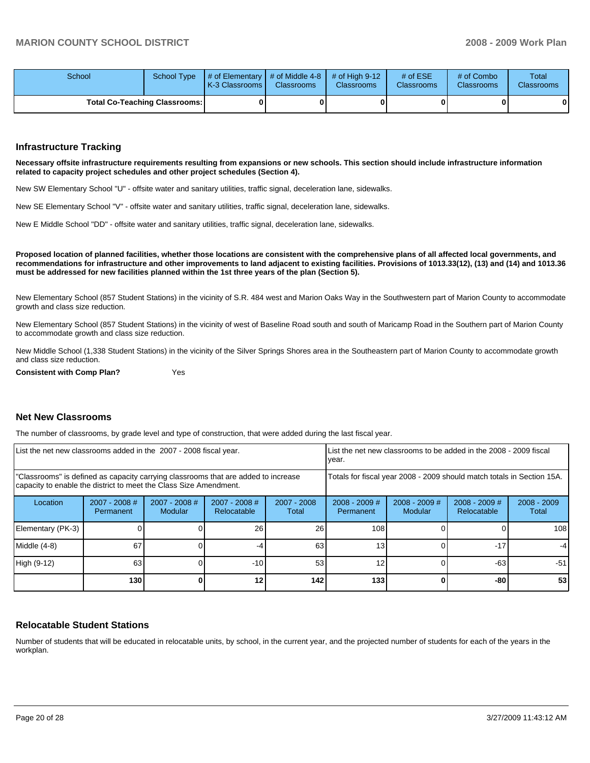| School | School Type | # of Elementary K-3 Classrooms | # of Middle 4-8 Classrooms | # of High 9-12 Classrooms | # of ESE Classrooms | # of Combo Classrooms | Total Classrooms |
|---|---|---|---|---|---|---|---|
| **Total Co-Teaching Classrooms:** | | **0** | **0** | **0** | **0** | **0** | **0** |

## Infrastructure Tracking

**Necessary offsite infrastructure requirements resulting from expansions or new schools. This section should include infrastructure information related to capacity project schedules and other project schedules (Section 4).**

New SW Elementary School "U" - offsite water and sanitary utilities, traffic signal, deceleration lane, sidewalks.

New SE Elementary School "V" - offsite water and sanitary utilities, traffic signal, deceleration lane, sidewalks.

New E Middle School "DD" - offsite water and sanitary utilities, traffic signal, deceleration lane, sidewalks.

**Proposed location of planned facilities, whether those locations are consistent with the comprehensive plans of all affected local governments, and recommendations for infrastructure and other improvements to land adjacent to existing facilities. Provisions of 1013.33(12), (13) and (14) and 1013.36 must be addressed for new facilities planned within the 1st three years of the plan (Section 5).**

New Elementary School (857 Student Stations) in the vicinity of S.R. 484 west and Marion Oaks Way in the Southwestern part of Marion County to accommodate growth and class size reduction.

New Elementary School (857 Student Stations) in the vicinity of west of Baseline Road south and south of Maricamp Road in the Southern part of Marion County to accommodate growth and class size reduction.

New Middle School (1,338 Student Stations) in the vicinity of the Silver Springs Shores area in the Southeastern part of Marion County to accommodate growth and class size reduction.

**Consistent with Comp Plan?** Yes

## Net New Classrooms

The number of classrooms, by grade level and type of construction, that were added during the last fiscal year.

| List the net new classrooms added in the 2007 - 2008 fiscal year. | | | | | List the net new classrooms to be added in the 2008 - 2009 fiscal year. | | | |
|---|---|---|---|---|---|---|---|---|
| "Classrooms" is defined as capacity carrying classrooms that are added to increase capacity to enable the district to meet the Class Size Amendment. | | | | | Totals for fiscal year 2008 - 2009 should match totals in Section 15A. | | | |
| Location | 2007 - 2008 # Permanent | 2007 - 2008 # Modular | 2007 - 2008 # Relocatable | 2007 - 2008 Total | 2008 - 2009 # Permanent | 2008 - 2009 # Modular | 2008 - 2009 # Relocatable | 2008 - 2009 Total |
| Elementary (PK-3) | 0 | 0 | 26 | 26 | 108 | 0 | 0 | 108 |
| Middle (4-8) | 67 | 0 | -4 | 63 | 13 | 0 | -17 | -4 |
| High (9-12) | 63 | 0 | -10 | 53 | 12 | 0 | -63 | -51 |
| | **130** | **0** | **12** | **142** | **133** | **0** | **-80** | **53** |

## Relocatable Student Stations

Number of students that will be educated in relocatable units, by school, in the current year, and the projected number of students for each of the years in the workplan.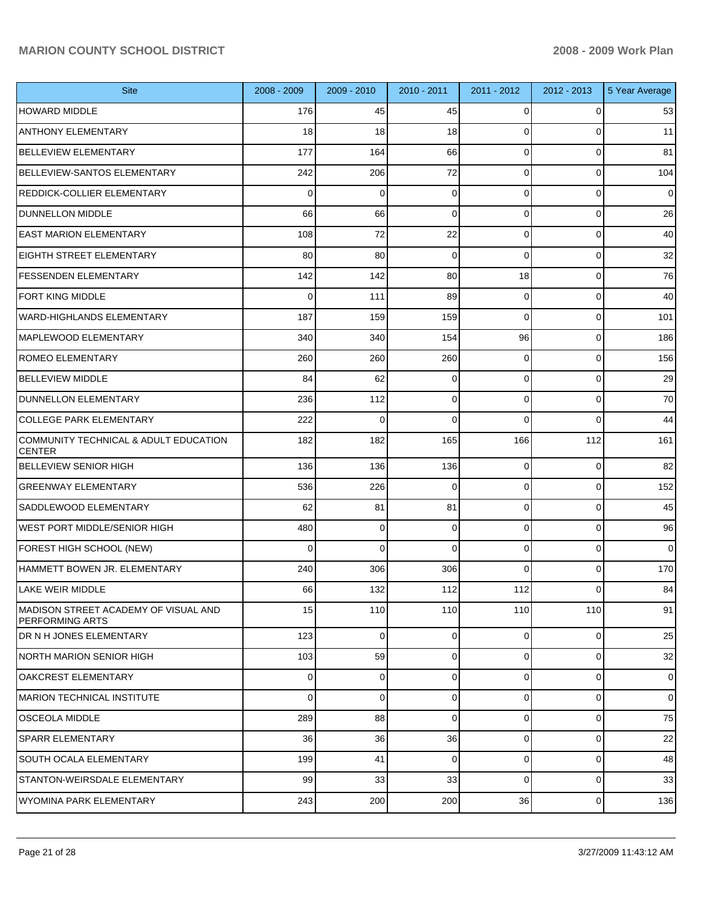| Site | 2008 - 2009 | 2009 - 2010 | 2010 - 2011 | 2011 - 2012 | 2012 - 2013 | 5 Year Average |
|---|---|---|---|---|---|---|
| HOWARD MIDDLE | 176 | 45 | 45 | 0 | 0 | 53 |
| ANTHONY ELEMENTARY | 18 | 18 | 18 | 0 | 0 | 11 |
| BELLEVIEW ELEMENTARY | 177 | 164 | 66 | 0 | 0 | 81 |
| BELLEVIEW-SANTOS ELEMENTARY | 242 | 206 | 72 | 0 | 0 | 104 |
| REDDICK-COLLIER ELEMENTARY | 0 | 0 | 0 | 0 | 0 | 0 |
| DUNNELLON MIDDLE | 66 | 66 | 0 | 0 | 0 | 26 |
| EAST MARION ELEMENTARY | 108 | 72 | 22 | 0 | 0 | 40 |
| EIGHTH STREET ELEMENTARY | 80 | 80 | 0 | 0 | 0 | 32 |
| FESSENDEN ELEMENTARY | 142 | 142 | 80 | 18 | 0 | 76 |
| FORT KING MIDDLE | 0 | 111 | 89 | 0 | 0 | 40 |
| WARD-HIGHLANDS ELEMENTARY | 187 | 159 | 159 | 0 | 0 | 101 |
| MAPLEWOOD ELEMENTARY | 340 | 340 | 154 | 96 | 0 | 186 |
| ROMEO ELEMENTARY | 260 | 260 | 260 | 0 | 0 | 156 |
| BELLEVIEW MIDDLE | 84 | 62 | 0 | 0 | 0 | 29 |
| DUNNELLON ELEMENTARY | 236 | 112 | 0 | 0 | 0 | 70 |
| COLLEGE PARK ELEMENTARY | 222 | 0 | 0 | 0 | 0 | 44 |
| COMMUNITY TECHNICAL & ADULT EDUCATION CENTER | 182 | 182 | 165 | 166 | 112 | 161 |
| BELLEVIEW SENIOR HIGH | 136 | 136 | 136 | 0 | 0 | 82 |
| GREENWAY ELEMENTARY | 536 | 226 | 0 | 0 | 0 | 152 |
| SADDLEWOOD ELEMENTARY | 62 | 81 | 81 | 0 | 0 | 45 |
| WEST PORT MIDDLE/SENIOR HIGH | 480 | 0 | 0 | 0 | 0 | 96 |
| FOREST HIGH SCHOOL (NEW) | 0 | 0 | 0 | 0 | 0 | 0 |
| HAMMETT BOWEN JR. ELEMENTARY | 240 | 306 | 306 | 0 | 0 | 170 |
| LAKE WEIR MIDDLE | 66 | 132 | 112 | 112 | 0 | 84 |
| MADISON STREET ACADEMY OF VISUAL AND PERFORMING ARTS | 15 | 110 | 110 | 110 | 110 | 91 |
| DR N H JONES ELEMENTARY | 123 | 0 | 0 | 0 | 0 | 25 |
| NORTH MARION SENIOR HIGH | 103 | 59 | 0 | 0 | 0 | 32 |
| OAKCREST ELEMENTARY | 0 | 0 | 0 | 0 | 0 | 0 |
| MARION TECHNICAL INSTITUTE | 0 | 0 | 0 | 0 | 0 | 0 |
| OSCEOLA MIDDLE | 289 | 88 | 0 | 0 | 0 | 75 |
| SPARR ELEMENTARY | 36 | 36 | 36 | 0 | 0 | 22 |
| SOUTH OCALA ELEMENTARY | 199 | 41 | 0 | 0 | 0 | 48 |
| STANTON-WEIRSDALE ELEMENTARY | 99 | 33 | 33 | 0 | 0 | 33 |
| WYOMINA PARK ELEMENTARY | 243 | 200 | 200 | 36 | 0 | 136 |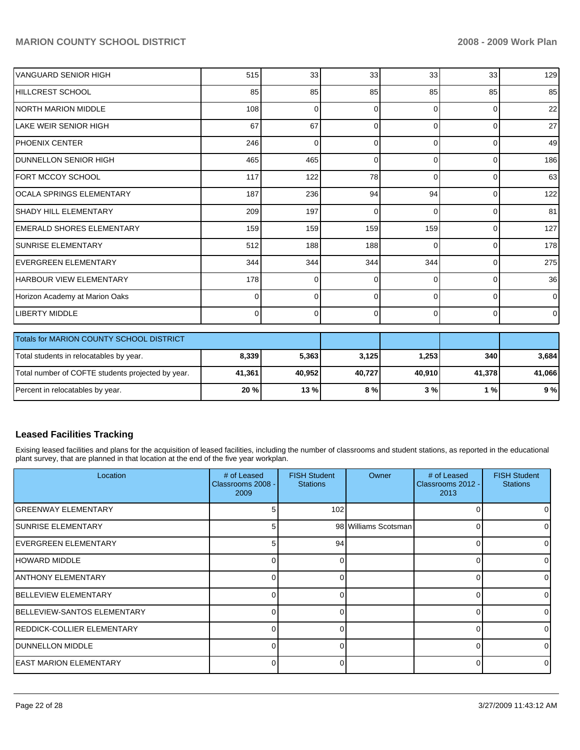| | | | | | | |
|---|---|---|---|---|---|---|
| VANGUARD SENIOR HIGH | 515 | 33 | 33 | 33 | 33 | 129 |
| HILLCREST SCHOOL | 85 | 85 | 85 | 85 | 85 | 85 |
| NORTH MARION MIDDLE | 108 | 0 | 0 | 0 | 0 | 22 |
| LAKE WEIR SENIOR HIGH | 67 | 67 | 0 | 0 | 0 | 27 |
| PHOENIX CENTER | 246 | 0 | 0 | 0 | 0 | 49 |
| DUNNELLON SENIOR HIGH | 465 | 465 | 0 | 0 | 0 | 186 |
| FORT MCCOY SCHOOL | 117 | 122 | 78 | 0 | 0 | 63 |
| OCALA SPRINGS ELEMENTARY | 187 | 236 | 94 | 94 | 0 | 122 |
| SHADY HILL ELEMENTARY | 209 | 197 | 0 | 0 | 0 | 81 |
| EMERALD SHORES ELEMENTARY | 159 | 159 | 159 | 159 | 0 | 127 |
| SUNRISE ELEMENTARY | 512 | 188 | 188 | 0 | 0 | 178 |
| EVERGREEN ELEMENTARY | 344 | 344 | 344 | 344 | 0 | 275 |
| HARBOUR VIEW ELEMENTARY | 178 | 0 | 0 | 0 | 0 | 36 |
| Horizon Academy at Marion Oaks | 0 | 0 | 0 | 0 | 0 | 0 |
| LIBERTY MIDDLE | 0 | 0 | 0 | 0 | 0 | 0 |

| Totals for MARION COUNTY SCHOOL DISTRICT | | | | | | |
|---|---|---|---|---|---|---|
| Total students in relocatables by year. | **8,339** | **5,363** | **3,125** | **1,253** | **340** | **3,684** |
| Total number of COFTE students projected by year. | **41,361** | **40,952** | **40,727** | **40,910** | **41,378** | **41,066** |
| Percent in relocatables by year. | **20 %** | **13 %** | **8 %** | **3 %** | **1 %** | **9 %** |

## Leased Facilities Tracking

Exising leased facilities and plans for the acquisition of leased facilities, including the number of classrooms and student stations, as reported in the educational plant survey, that are planned in that location at the end of the five year workplan.

| Location | # of Leased Classrooms 2008 - 2009 | FISH Student Stations | Owner | # of Leased Classrooms 2012 - 2013 | FISH Student Stations |
|---|---|---|---|---|---|
| GREENWAY ELEMENTARY | 5 | 102 | | 0 | 0 |
| SUNRISE ELEMENTARY | 5 | 98 | Williams Scotsman | 0 | 0 |
| EVERGREEN ELEMENTARY | 5 | 94 | | 0 | 0 |
| HOWARD MIDDLE | 0 | 0 | | 0 | 0 |
| ANTHONY ELEMENTARY | 0 | 0 | | 0 | 0 |
| BELLEVIEW ELEMENTARY | 0 | 0 | | 0 | 0 |
| BELLEVIEW-SANTOS ELEMENTARY | 0 | 0 | | 0 | 0 |
| REDDICK-COLLIER ELEMENTARY | 0 | 0 | | 0 | 0 |
| DUNNELLON MIDDLE | 0 | 0 | | 0 | 0 |
| EAST MARION ELEMENTARY | 0 | 0 | | 0 | 0 |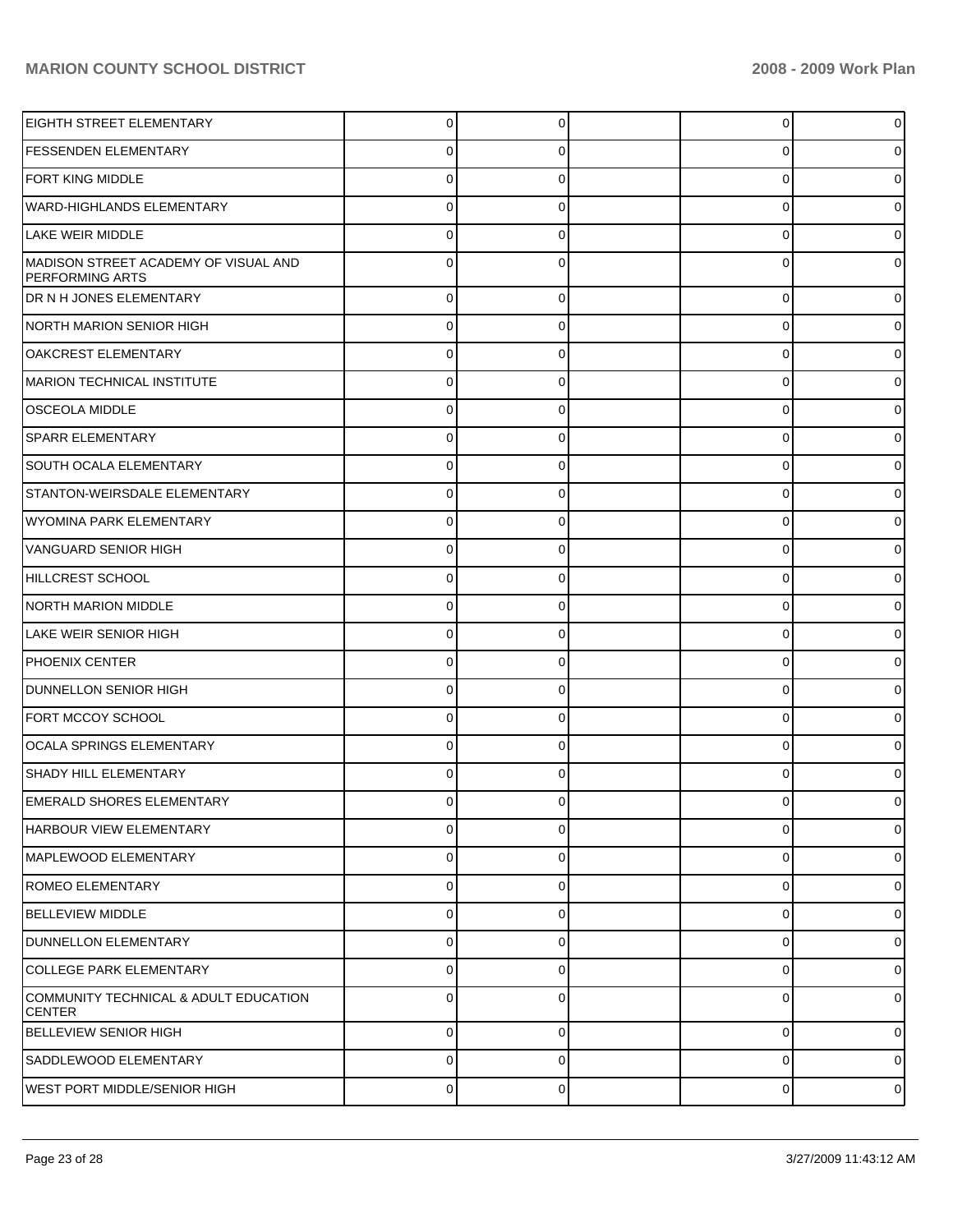| | | | | | |
|---|---|---|---|---|---|
| EIGHTH STREET ELEMENTARY | 0 | 0 | | 0 | 0 |
| FESSENDEN ELEMENTARY | 0 | 0 | | 0 | 0 |
| FORT KING MIDDLE | 0 | 0 | | 0 | 0 |
| WARD-HIGHLANDS ELEMENTARY | 0 | 0 | | 0 | 0 |
| LAKE WEIR MIDDLE | 0 | 0 | | 0 | 0 |
| MADISON STREET ACADEMY OF VISUAL AND PERFORMING ARTS | 0 | 0 | | 0 | 0 |
| DR N H JONES ELEMENTARY | 0 | 0 | | 0 | 0 |
| NORTH MARION SENIOR HIGH | 0 | 0 | | 0 | 0 |
| OAKCREST ELEMENTARY | 0 | 0 | | 0 | 0 |
| MARION TECHNICAL INSTITUTE | 0 | 0 | | 0 | 0 |
| OSCEOLA MIDDLE | 0 | 0 | | 0 | 0 |
| SPARR ELEMENTARY | 0 | 0 | | 0 | 0 |
| SOUTH OCALA ELEMENTARY | 0 | 0 | | 0 | 0 |
| STANTON-WEIRSDALE ELEMENTARY | 0 | 0 | | 0 | 0 |
| WYOMINA PARK ELEMENTARY | 0 | 0 | | 0 | 0 |
| VANGUARD SENIOR HIGH | 0 | 0 | | 0 | 0 |
| HILLCREST SCHOOL | 0 | 0 | | 0 | 0 |
| NORTH MARION MIDDLE | 0 | 0 | | 0 | 0 |
| LAKE WEIR SENIOR HIGH | 0 | 0 | | 0 | 0 |
| PHOENIX CENTER | 0 | 0 | | 0 | 0 |
| DUNNELLON SENIOR HIGH | 0 | 0 | | 0 | 0 |
| FORT MCCOY SCHOOL | 0 | 0 | | 0 | 0 |
| OCALA SPRINGS ELEMENTARY | 0 | 0 | | 0 | 0 |
| SHADY HILL ELEMENTARY | 0 | 0 | | 0 | 0 |
| EMERALD SHORES ELEMENTARY | 0 | 0 | | 0 | 0 |
| HARBOUR VIEW ELEMENTARY | 0 | 0 | | 0 | 0 |
| MAPLEWOOD ELEMENTARY | 0 | 0 | | 0 | 0 |
| ROMEO ELEMENTARY | 0 | 0 | | 0 | 0 |
| BELLEVIEW MIDDLE | 0 | 0 | | 0 | 0 |
| DUNNELLON ELEMENTARY | 0 | 0 | | 0 | 0 |
| COLLEGE PARK ELEMENTARY | 0 | 0 | | 0 | 0 |
| COMMUNITY TECHNICAL & ADULT EDUCATION CENTER | 0 | 0 | | 0 | 0 |
| BELLEVIEW SENIOR HIGH | 0 | 0 | | 0 | 0 |
| SADDLEWOOD ELEMENTARY | 0 | 0 | | 0 | 0 |
| WEST PORT MIDDLE/SENIOR HIGH | 0 | 0 | | 0 | 0 |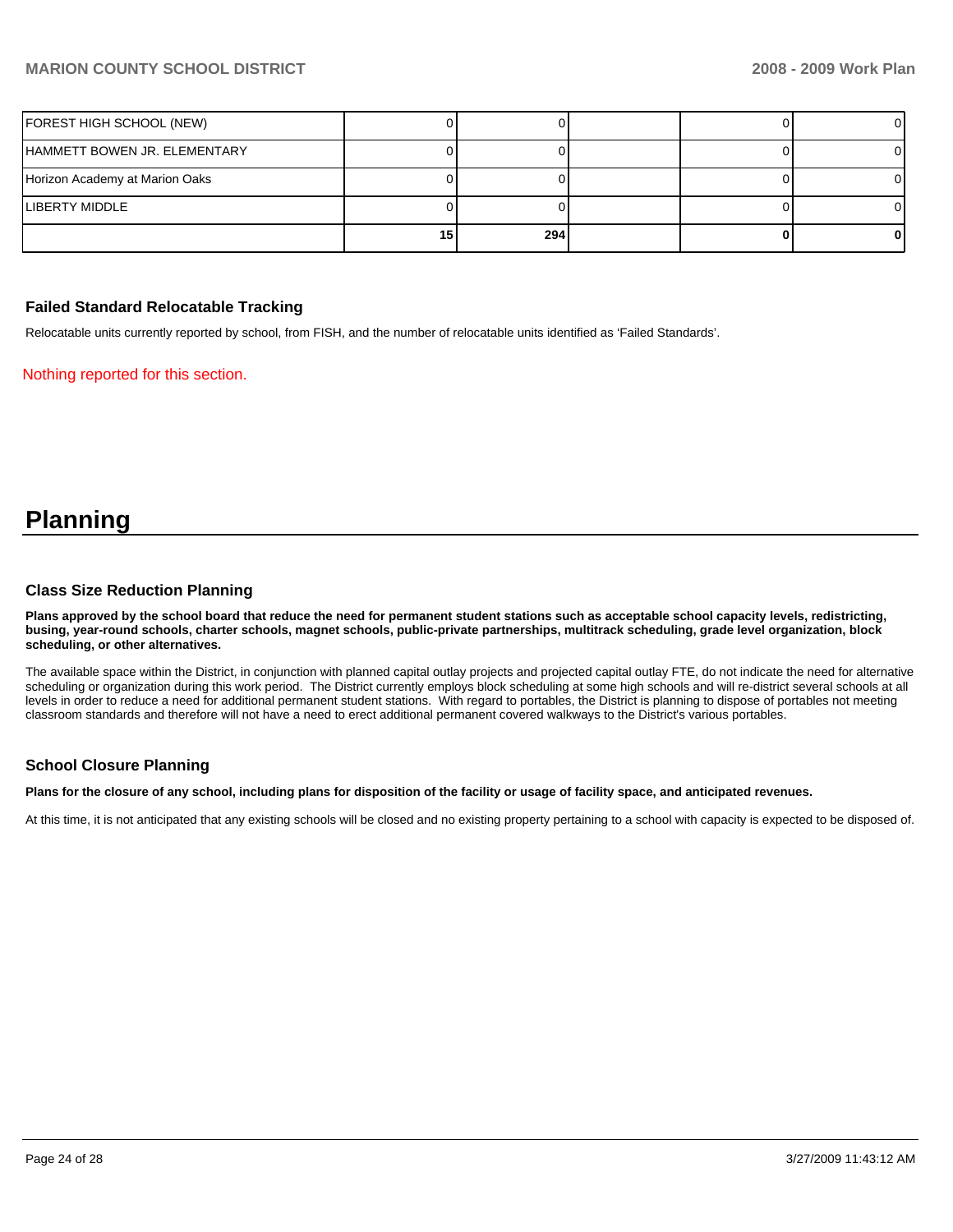| | | | | | |
|---|---|---|---|---|---|
| FOREST HIGH SCHOOL (NEW) | 0 | 0 | | 0 | 0 |
| HAMMETT BOWEN JR. ELEMENTARY | 0 | 0 | | 0 | 0 |
| Horizon Academy at Marion Oaks | 0 | 0 | | 0 | 0 |
| LIBERTY MIDDLE | 0 | 0 | | 0 | 0 |
| | **15** | **294** | | **0** | **0** |

### Failed Standard Relocatable Tracking

Relocatable units currently reported by school, from FISH, and the number of relocatable units identified as 'Failed Standards'.

Nothing reported for this section.

# Planning

### Class Size Reduction Planning

**Plans approved by the school board that reduce the need for permanent student stations such as acceptable school capacity levels, redistricting, busing, year-round schools, charter schools, magnet schools, public-private partnerships, multitrack scheduling, grade level organization, block scheduling, or other alternatives.**

The available space within the District, in conjunction with planned capital outlay projects and projected capital outlay FTE, do not indicate the need for alternative scheduling or organization during this work period. The District currently employs block scheduling at some high schools and will re-district several schools at all levels in order to reduce a need for additional permanent student stations. With regard to portables, the District is planning to dispose of portables not meeting classroom standards and therefore will not have a need to erect additional permanent covered walkways to the District's various portables.

### School Closure Planning

**Plans for the closure of any school, including plans for disposition of the facility or usage of facility space, and anticipated revenues.**

At this time, it is not anticipated that any existing schools will be closed and no existing property pertaining to a school with capacity is expected to be disposed of.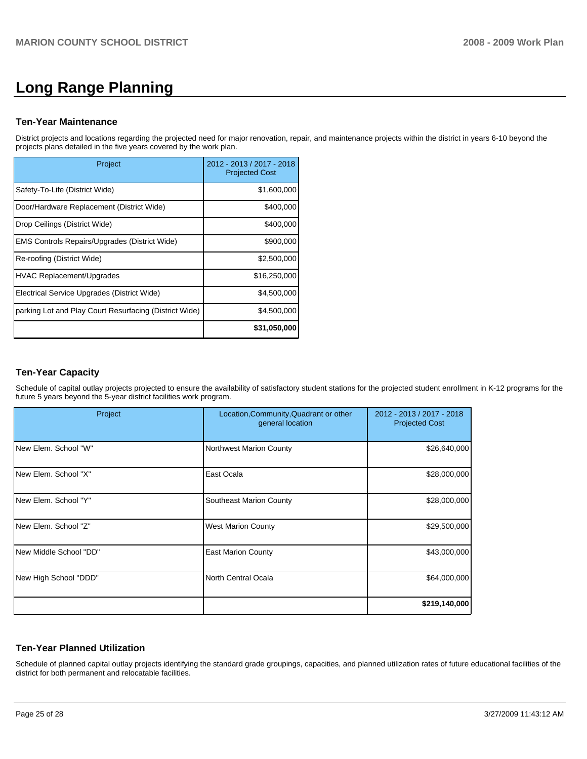# Long Range Planning

## Ten-Year Maintenance

District projects and locations regarding the projected need for major renovation, repair, and maintenance projects within the district in years 6-10 beyond the projects plans detailed in the five years covered by the work plan.

| Project | 2012 - 2013 / 2017 - 2018 Projected Cost |
|---|---|
| Safety-To-Life (District Wide) | $1,600,000 |
| Door/Hardware Replacement (District Wide) | $400,000 |
| Drop Ceilings (District Wide) | $400,000 |
| EMS Controls Repairs/Upgrades (District Wide) | $900,000 |
| Re-roofing (District Wide) | $2,500,000 |
| HVAC Replacement/Upgrades | $16,250,000 |
| Electrical Service Upgrades (District Wide) | $4,500,000 |
| parking Lot and Play Court Resurfacing (District Wide) | $4,500,000 |
| | **$31,050,000** |

## Ten-Year Capacity

Schedule of capital outlay projects projected to ensure the availability of satisfactory student stations for the projected student enrollment in K-12 programs for the future 5 years beyond the 5-year district facilities work program.

| Project | Location,Community,Quadrant or other general location | 2012 - 2013 / 2017 - 2018 Projected Cost |
|---|---|---|
| New Elem. School "W" | Northwest Marion County | $26,640,000 |
| New Elem. School "X" | East Ocala | $28,000,000 |
| New Elem. School "Y" | Southeast Marion County | $28,000,000 |
| New Elem. School "Z" | West Marion County | $29,500,000 |
| New Middle School "DD" | East Marion County | $43,000,000 |
| New High School "DDD" | North Central Ocala | $64,000,000 |
| | | **$219,140,000** |

## Ten-Year Planned Utilization

Schedule of planned capital outlay projects identifying the standard grade groupings, capacities, and planned utilization rates of future educational facilities of the district for both permanent and relocatable facilities.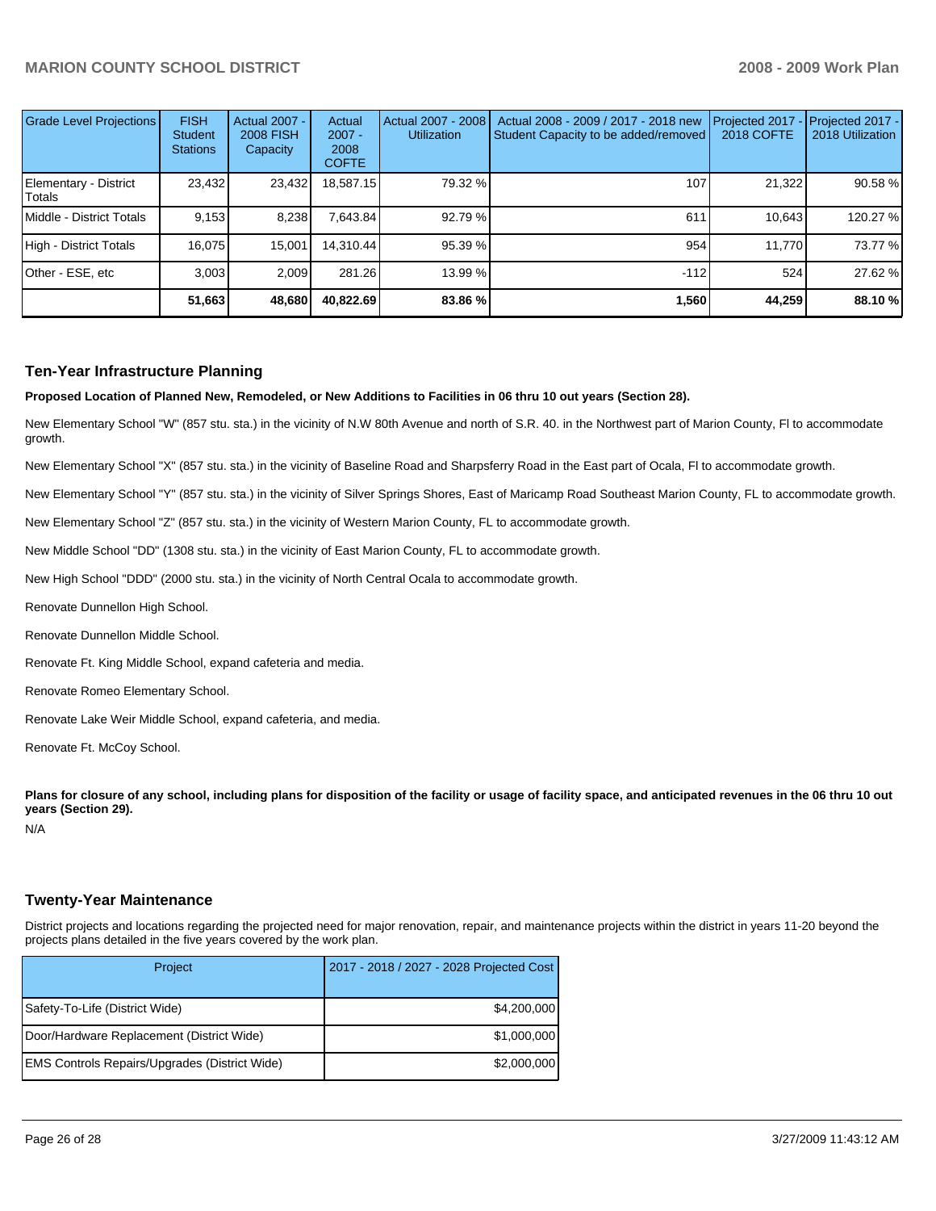| Grade Level Projections | FISH Student Stations | Actual 2007 - 2008 FISH Capacity | Actual 2007 - 2008 COFTE | Actual 2007 - 2008 Utilization | Actual 2008 - 2009 / 2017 - 2018 new Student Capacity to be added/removed | Projected 2017 - 2018 COFTE | Projected 2017 - 2018 Utilization |
|---|---|---|---|---|---|---|---|
| Elementary - District Totals | 23,432 | 23,432 | 18,587.15 | 79.32 % | 107 | 21,322 | 90.58 % |
| Middle - District Totals | 9,153 | 8,238 | 7,643.84 | 92.79 % | 611 | 10,643 | 120.27 % |
| High - District Totals | 16,075 | 15,001 | 14,310.44 | 95.39 % | 954 | 11,770 | 73.77 % |
| Other - ESE, etc | 3,003 | 2,009 | 281.26 | 13.99 % | -112 | 524 | 27.62 % |
| | **51,663** | **48,680** | **40,822.69** | **83.86 %** | **1,560** | **44,259** | **88.10 %** |

## Ten-Year Infrastructure Planning

**Proposed Location of Planned New, Remodeled, or New Additions to Facilities in 06 thru 10 out years (Section 28).**

New Elementary School "W" (857 stu. sta.) in the vicinity of N.W 80th Avenue and north of S.R. 40. in the Northwest part of Marion County, Fl to accommodate growth.

New Elementary School "X" (857 stu. sta.) in the vicinity of Baseline Road and Sharpsferry Road in the East part of Ocala, Fl to accommodate growth.

New Elementary School "Y" (857 stu. sta.) in the vicinity of Silver Springs Shores, East of Maricamp Road Southeast Marion County, FL to accommodate growth.

New Elementary School "Z" (857 stu. sta.) in the vicinity of Western Marion County, FL to accommodate growth.

New Middle School "DD" (1308 stu. sta.) in the vicinity of East Marion County, FL to accommodate growth.

New High School "DDD" (2000 stu. sta.) in the vicinity of North Central Ocala to accommodate growth.

Renovate Dunnellon High School.

Renovate Dunnellon Middle School.

Renovate Ft. King Middle School, expand cafeteria and media.

Renovate Romeo Elementary School.

Renovate Lake Weir Middle School, expand cafeteria, and media.

Renovate Ft. McCoy School.

**Plans for closure of any school, including plans for disposition of the facility or usage of facility space, and anticipated revenues in the 06 thru 10 out years (Section 29).**

N/A

## Twenty-Year Maintenance

District projects and locations regarding the projected need for major renovation, repair, and maintenance projects within the district in years 11-20 beyond the projects plans detailed in the five years covered by the work plan.

| Project | 2017 - 2018 / 2027 - 2028 Projected Cost |
|---|---|
| Safety-To-Life (District Wide) | $4,200,000 |
| Door/Hardware Replacement (District Wide) | $1,000,000 |
| EMS Controls Repairs/Upgrades (District Wide) | $2,000,000 |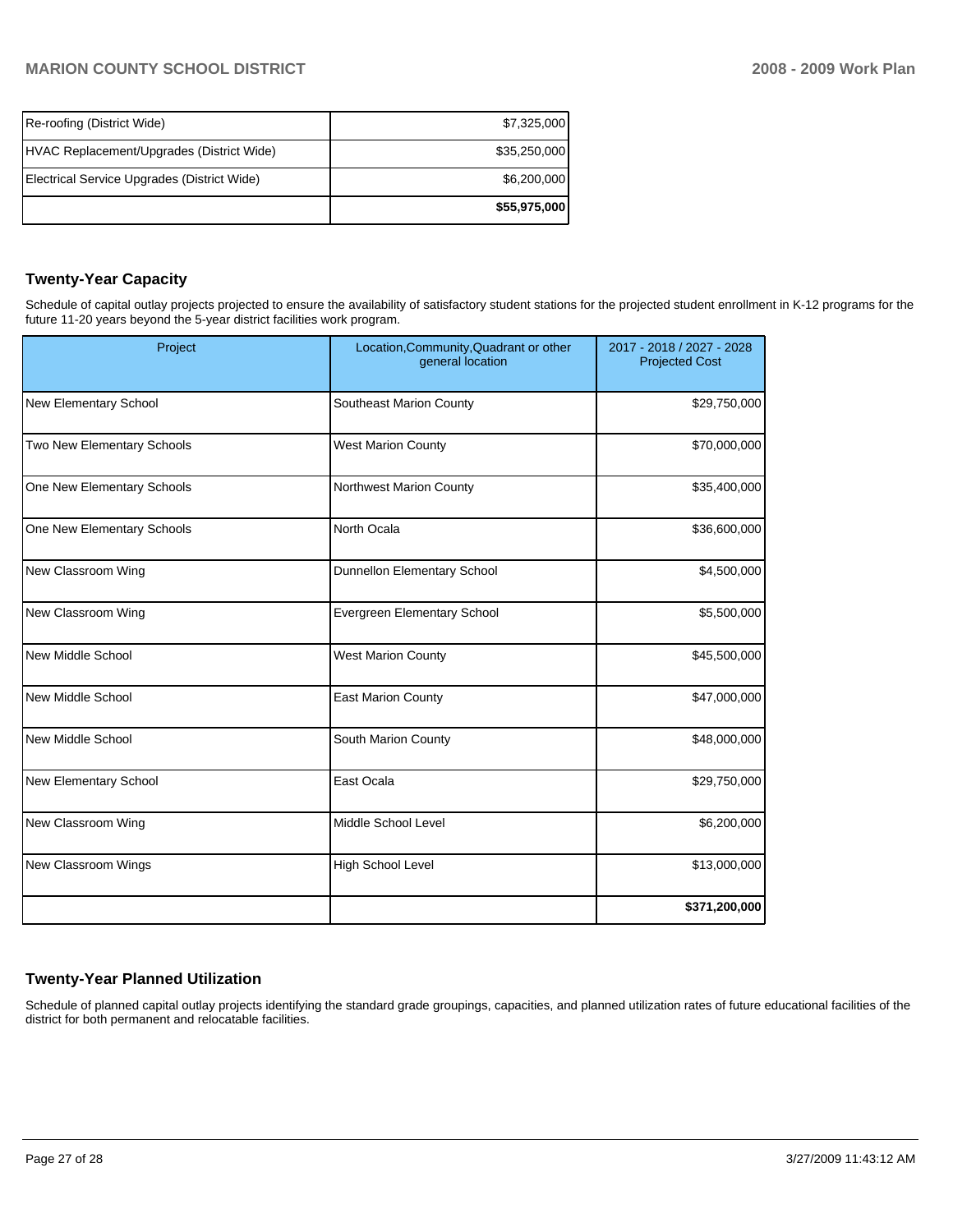| | |
|---|---|
| Re-roofing (District Wide) | $7,325,000 |
| HVAC Replacement/Upgrades (District Wide) | $35,250,000 |
| Electrical Service Upgrades (District Wide) | $6,200,000 |
| | **$55,975,000** |

## Twenty-Year Capacity

Schedule of capital outlay projects projected to ensure the availability of satisfactory student stations for the projected student enrollment in K-12 programs for the future 11-20 years beyond the 5-year district facilities work program.

| Project | Location,Community,Quadrant or other general location | 2017 - 2018 / 2027 - 2028 Projected Cost |
|---|---|---|
| New Elementary School | Southeast Marion County | $29,750,000 |
| Two New Elementary Schools | West Marion County | $70,000,000 |
| One New Elementary Schools | Northwest Marion County | $35,400,000 |
| One New Elementary Schools | North Ocala | $36,600,000 |
| New Classroom Wing | Dunnellon Elementary School | $4,500,000 |
| New Classroom Wing | Evergreen Elementary School | $5,500,000 |
| New Middle School | West Marion County | $45,500,000 |
| New Middle School | East Marion County | $47,000,000 |
| New Middle School | South Marion County | $48,000,000 |
| New Elementary School | East Ocala | $29,750,000 |
| New Classroom Wing | Middle School Level | $6,200,000 |
| New Classroom Wings | High School Level | $13,000,000 |
| | | **$371,200,000** |

## Twenty-Year Planned Utilization

Schedule of planned capital outlay projects identifying the standard grade groupings, capacities, and planned utilization rates of future educational facilities of the district for both permanent and relocatable facilities.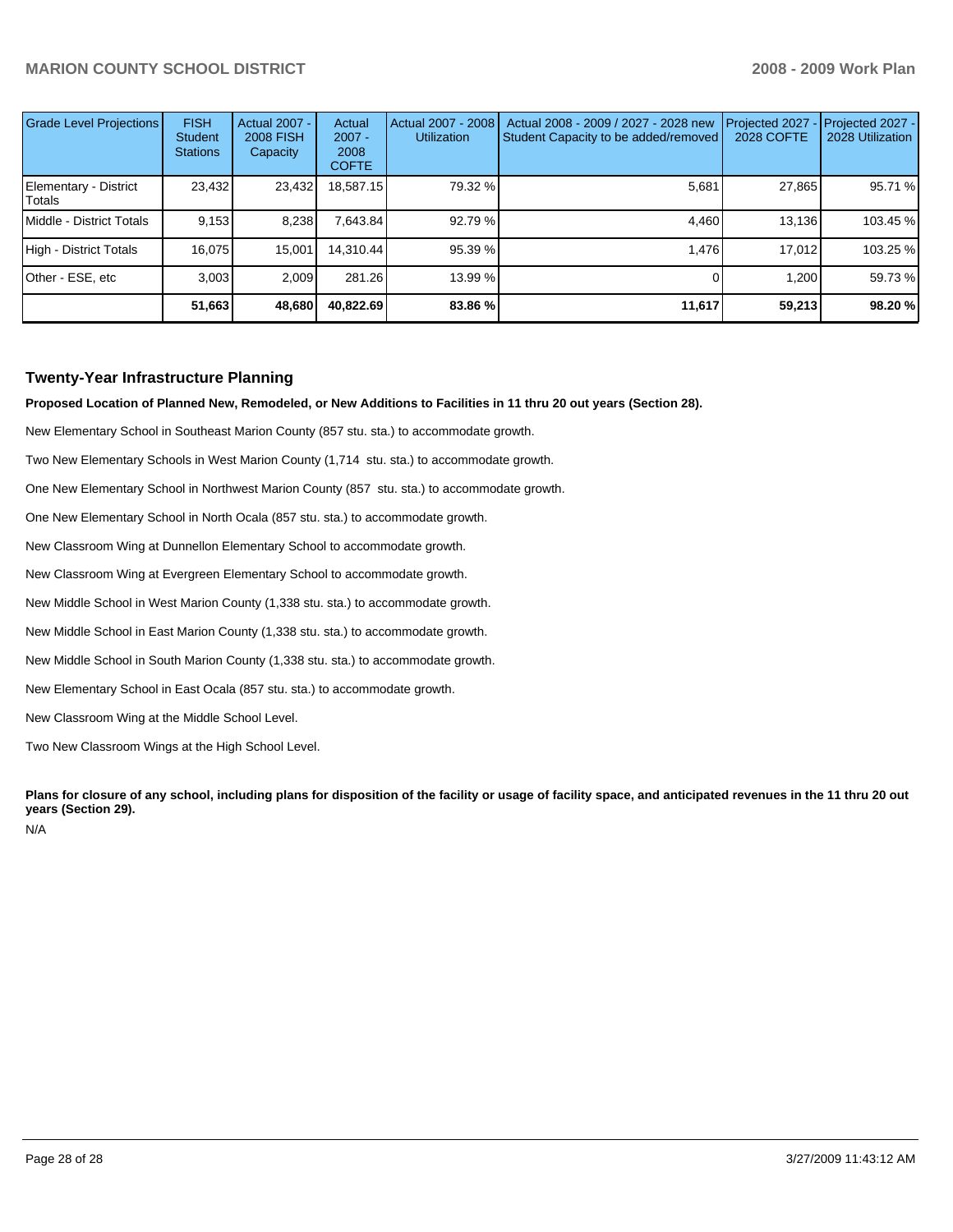| Grade Level Projections | FISH Student Stations | Actual 2007 - 2008 FISH Capacity | Actual 2007 - 2008 COFTE | Actual 2007 - 2008 Utilization | Actual 2008 - 2009 / 2027 - 2028 new Student Capacity to be added/removed | Projected 2027 - 2028 COFTE | Projected 2027 - 2028 Utilization |
|---|---|---|---|---|---|---|---|
| Elementary - District Totals | 23,432 | 23,432 | 18,587.15 | 79.32 % | 5,681 | 27,865 | 95.71 % |
| Middle - District Totals | 9,153 | 8,238 | 7,643.84 | 92.79 % | 4,460 | 13,136 | 103.45 % |
| High - District Totals | 16,075 | 15,001 | 14,310.44 | 95.39 % | 1,476 | 17,012 | 103.25 % |
| Other - ESE, etc | 3,003 | 2,009 | 281.26 | 13.99 % | 0 | 1,200 | 59.73 % |
| | **51,663** | **48,680** | **40,822.69** | **83.86 %** | **11,617** | **59,213** | **98.20 %** |

## Twenty-Year Infrastructure Planning

**Proposed Location of Planned New, Remodeled, or New Additions to Facilities in 11 thru 20 out years (Section 28).**

New Elementary School in Southeast Marion County (857 stu. sta.) to accommodate growth.

Two New Elementary Schools in West Marion County (1,714 stu. sta.) to accommodate growth.

One New Elementary School in Northwest Marion County (857 stu. sta.) to accommodate growth.

One New Elementary School in North Ocala (857 stu. sta.) to accommodate growth.

New Classroom Wing at Dunnellon Elementary School to accommodate growth.

New Classroom Wing at Evergreen Elementary School to accommodate growth.

New Middle School in West Marion County (1,338 stu. sta.) to accommodate growth.

New Middle School in East Marion County (1,338 stu. sta.) to accommodate growth.

New Middle School in South Marion County (1,338 stu. sta.) to accommodate growth.

New Elementary School in East Ocala (857 stu. sta.) to accommodate growth.

New Classroom Wing at the Middle School Level.

Two New Classroom Wings at the High School Level.

**Plans for closure of any school, including plans for disposition of the facility or usage of facility space, and anticipated revenues in the 11 thru 20 out years (Section 29).**

N/A